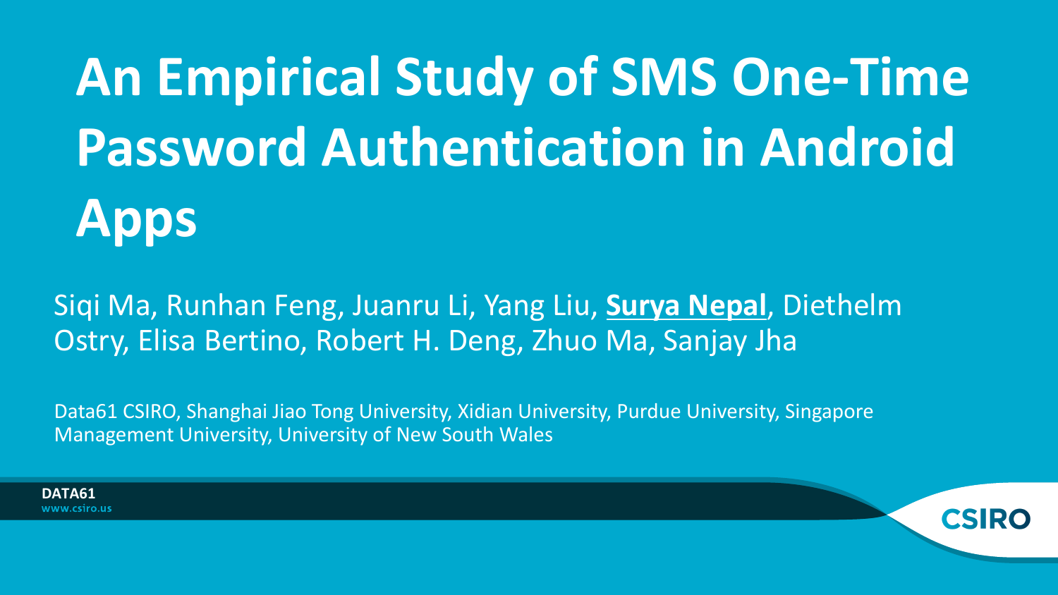# An Empirical Study of SMS One-Time Password Authentication in Android Apps

Siqi Ma, Runhan Feng, Juanru Li, Yang Liu, **Surya Nepal**, Diethelm Ostry, Elisa Bertino, Robert H. Deng, Zhuo Ma, Sanjay Jha

Data61 CSIRO, Shanghai Jiao Tong University, Xidian University, Purdue University, Singapore Management University, University of New South Wales

**DATA61**
www.csiro.us

CSIRO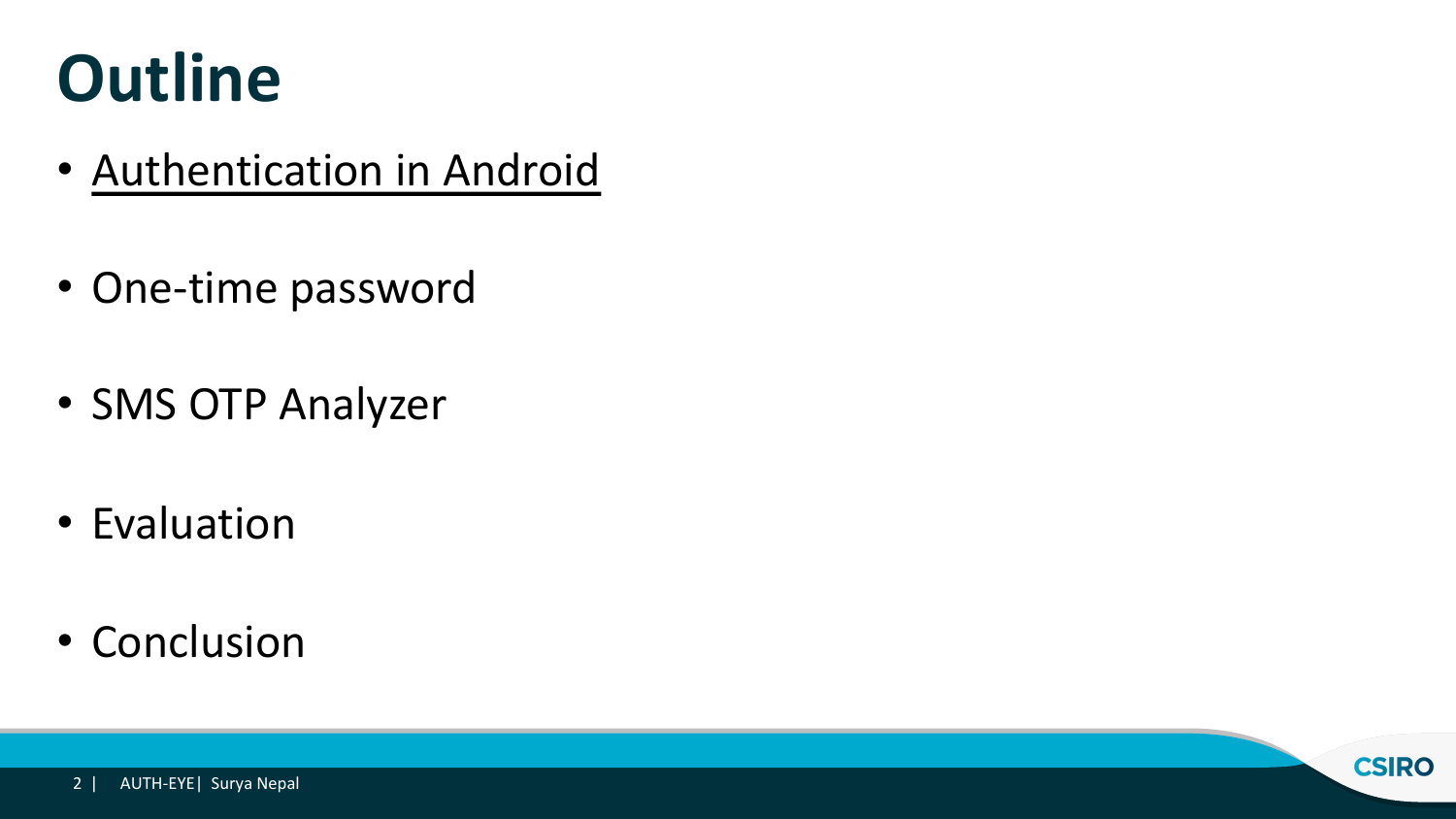# Outline

- <u>Authentication in Android</u>
- One-time password
- SMS OTP Analyzer
- Evaluation
- Conclusion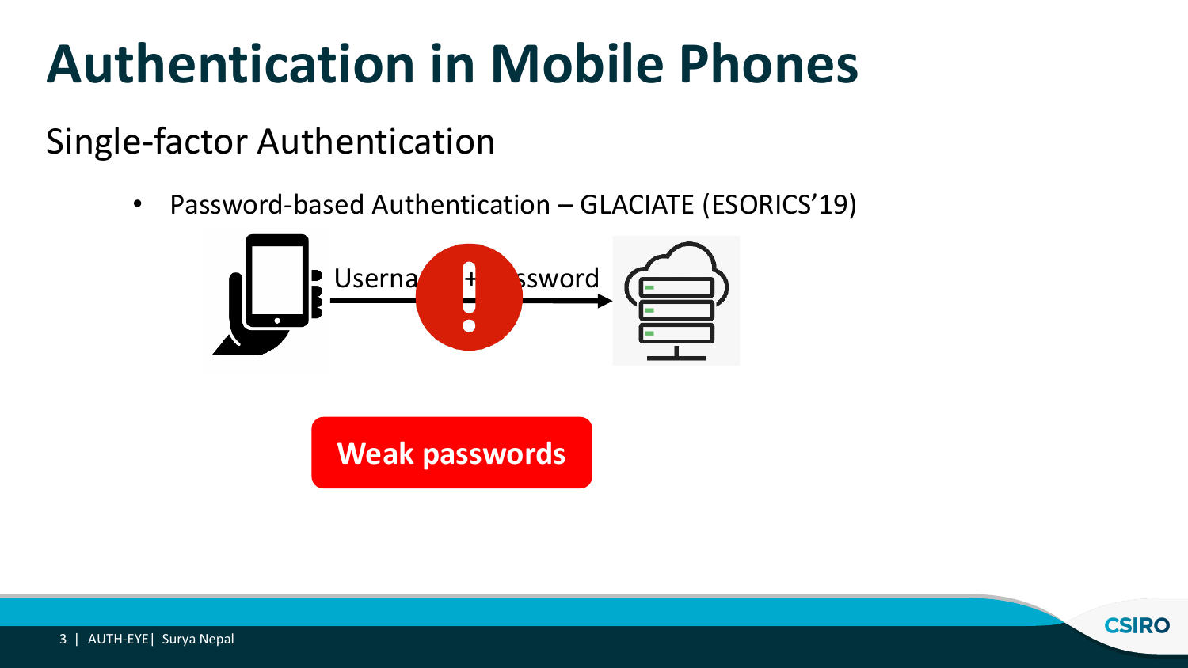# Authentication in Mobile Phones

## Single-factor Authentication

- Password-based Authentication – GLACIATE (ESORICS'19)

Userna + ssword

**Weak passwords**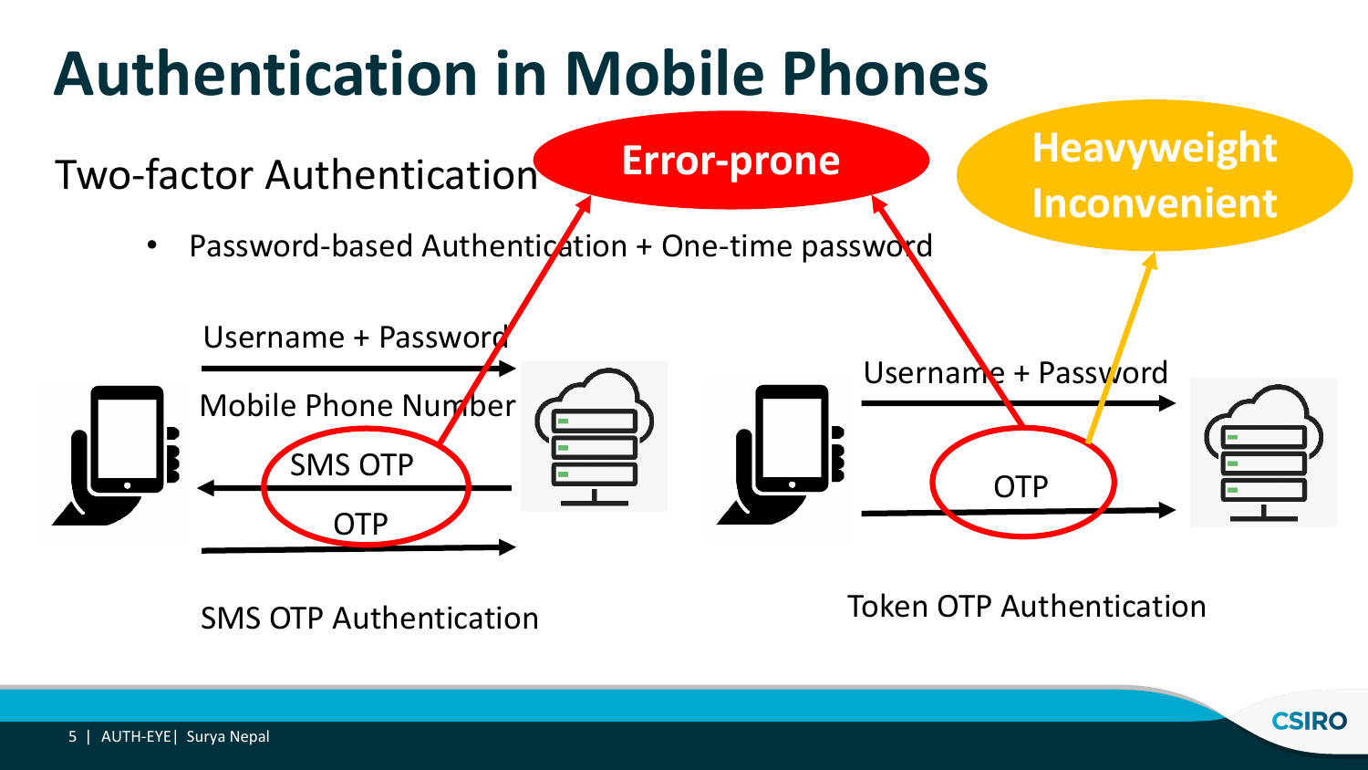# Authentication in Mobile Phones

## Two-factor Authentication

- Password-based Authentication + One-time password

**Error-prone**

**Heavyweight Inconvenient**

Username + Password

Mobile Phone Number

SMS OTP

OTP

SMS OTP Authentication

Username + Password

OTP

Token OTP Authentication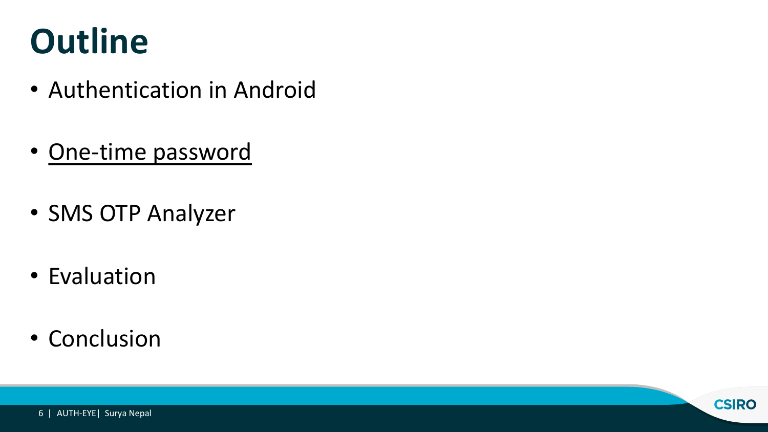# Outline

- Authentication in Android
- <u>One-time password</u>
- SMS OTP Analyzer
- Evaluation
- Conclusion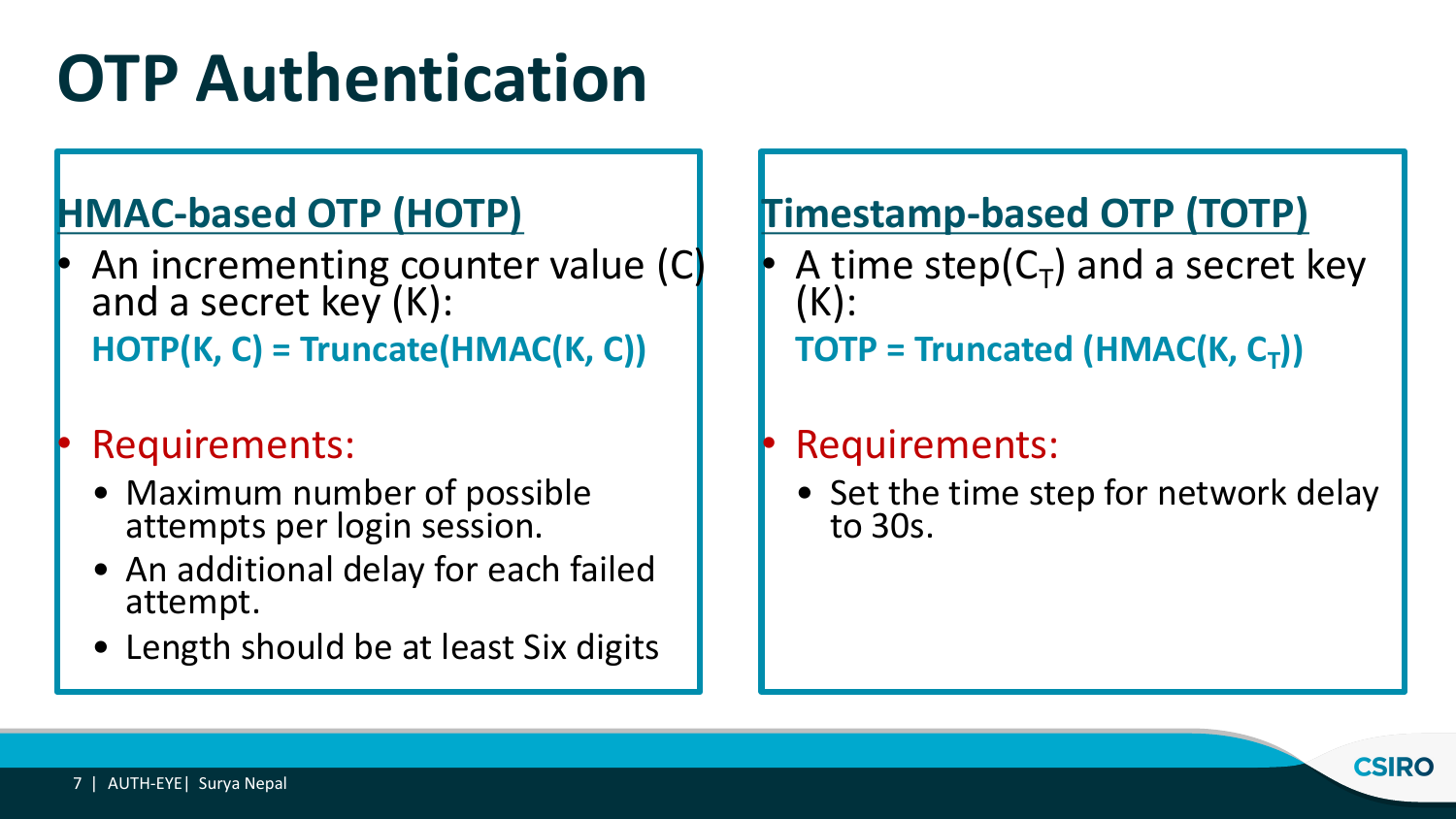# OTP Authentication

## HMAC-based OTP (HOTP)

- An incrementing counter value (C) and a secret key (K):

  **HOTP(K, C) = Truncate(HMAC(K, C))**

- Requirements:
  - Maximum number of possible attempts per login session.
  - An additional delay for each failed attempt.
  - Length should be at least Six digits

## Timestamp-based OTP (TOTP)

- A time step($C_T$) and a secret key (K):

  **TOTP = Truncated (HMAC(K, $C_T$))**

- Requirements:
  - Set the time step for network delay to 30s.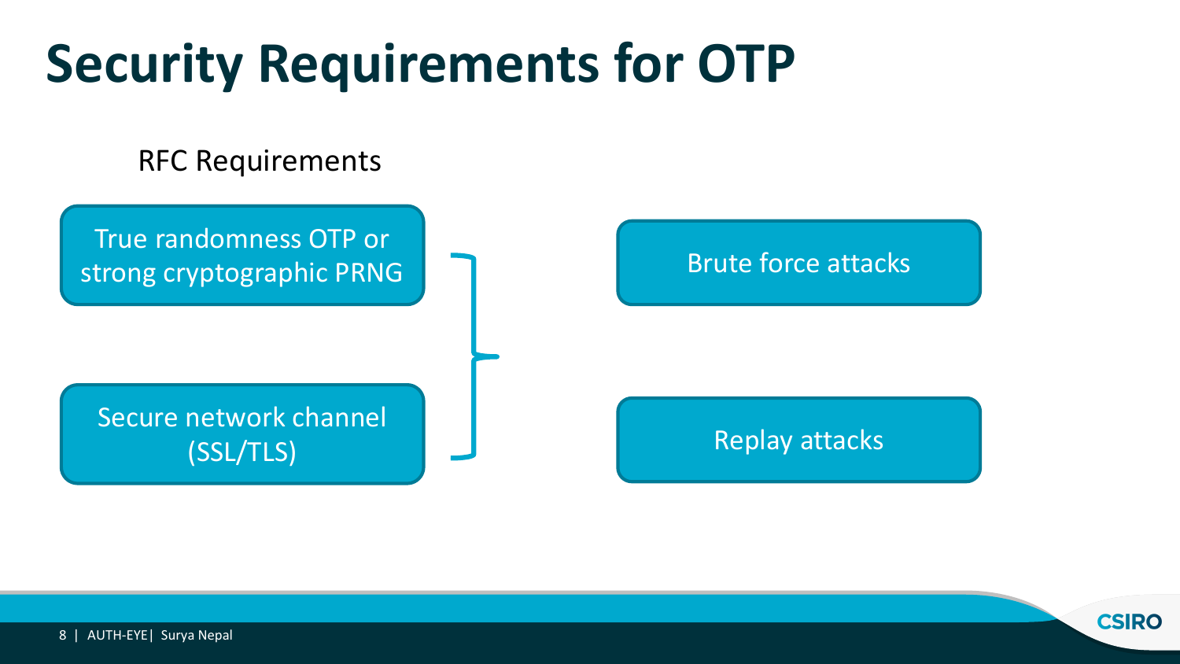# Security Requirements for OTP

RFC Requirements

- True randomness OTP or strong cryptographic PRNG
- Secure network channel (SSL/TLS)

These protect against:

- Brute force attacks
- Replay attacks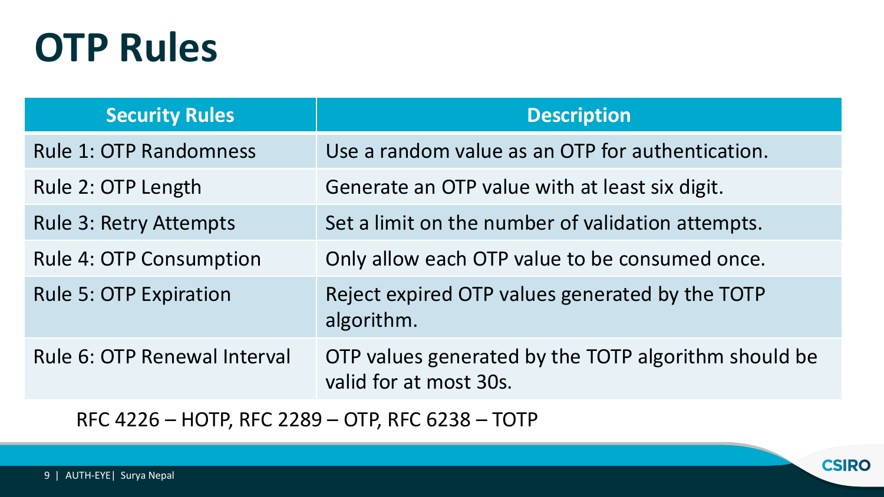# OTP Rules

| Security Rules | Description |
| --- | --- |
| Rule 1: OTP Randomness | Use a random value as an OTP for authentication. |
| Rule 2: OTP Length | Generate an OTP value with at least six digit. |
| Rule 3: Retry Attempts | Set a limit on the number of validation attempts. |
| Rule 4: OTP Consumption | Only allow each OTP value to be consumed once. |
| Rule 5: OTP Expiration | Reject expired OTP values generated by the TOTP algorithm. |
| Rule 6: OTP Renewal Interval | OTP values generated by the TOTP algorithm should be valid for at most 30s. |

RFC 4226 – HOTP, RFC 2289 – OTP, RFC 6238 – TOTP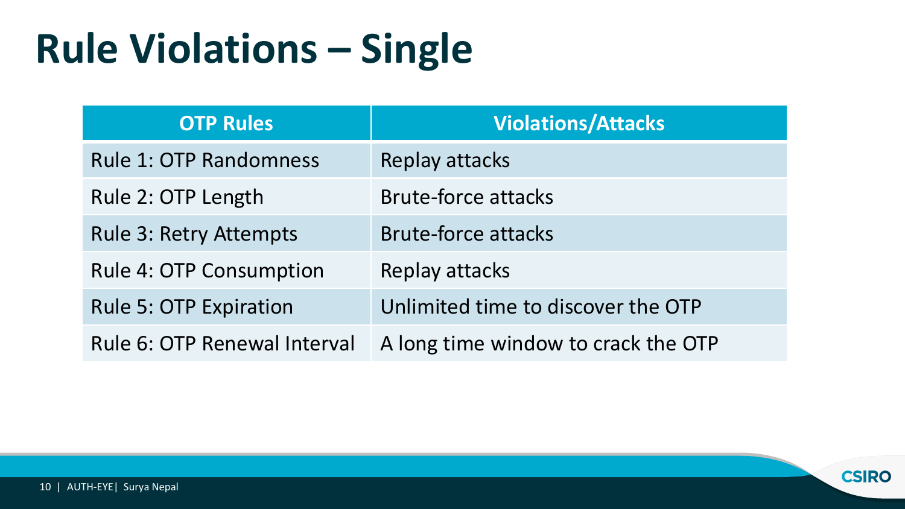# Rule Violations – Single

| OTP Rules | Violations/Attacks |
| --- | --- |
| Rule 1: OTP Randomness | Replay attacks |
| Rule 2: OTP Length | Brute-force attacks |
| Rule 3: Retry Attempts | Brute-force attacks |
| Rule 4: OTP Consumption | Replay attacks |
| Rule 5: OTP Expiration | Unlimited time to discover the OTP |
| Rule 6: OTP Renewal Interval | A long time window to crack the OTP |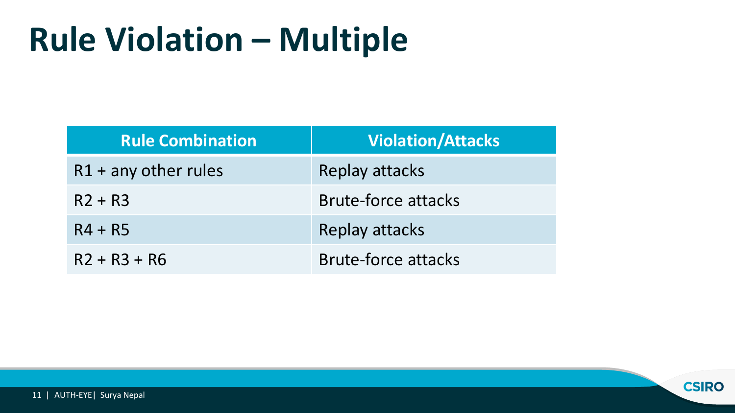# Rule Violation – Multiple

| Rule Combination | Violation/Attacks |
| --- | --- |
| R1 + any other rules | Replay attacks |
| R2 + R3 | Brute-force attacks |
| R4 + R5 | Replay attacks |
| R2 + R3 + R6 | Brute-force attacks |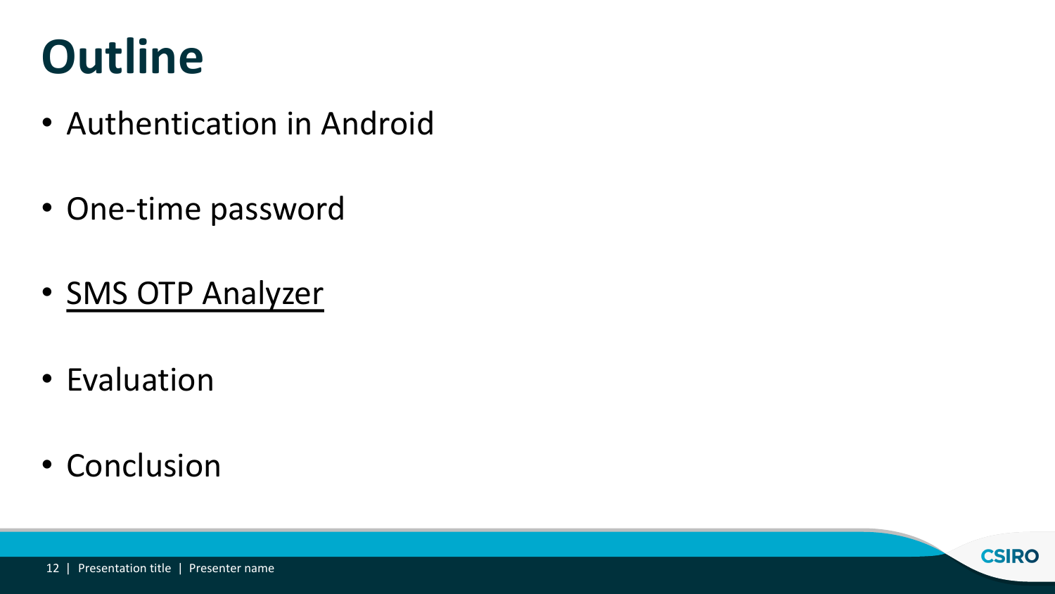# Outline

- Authentication in Android
- One-time password
- SMS OTP Analyzer
- Evaluation
- Conclusion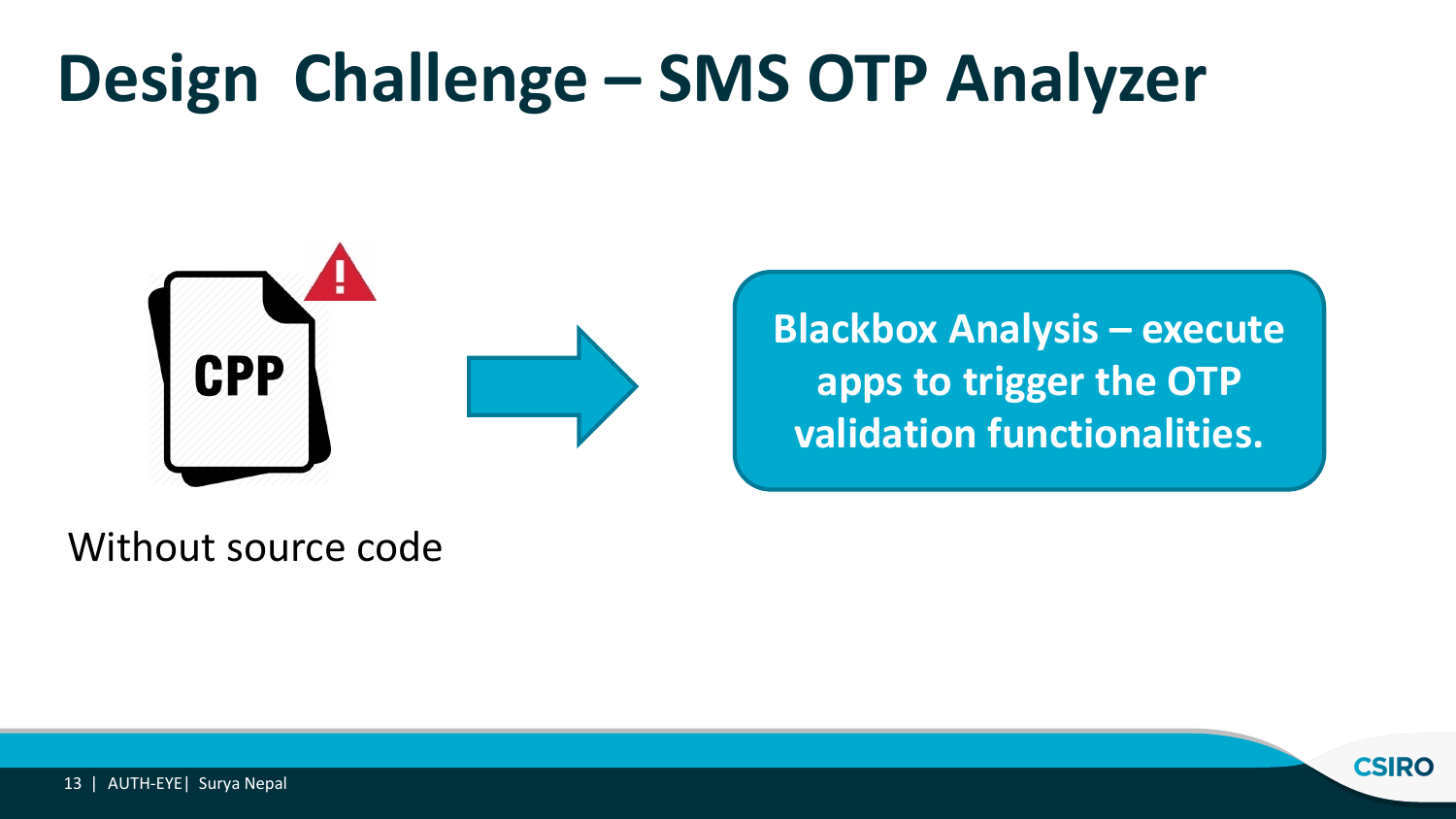# Design Challenge – SMS OTP Analyzer

CPP

Without source code

**Blackbox Analysis – execute apps to trigger the OTP validation functionalities.**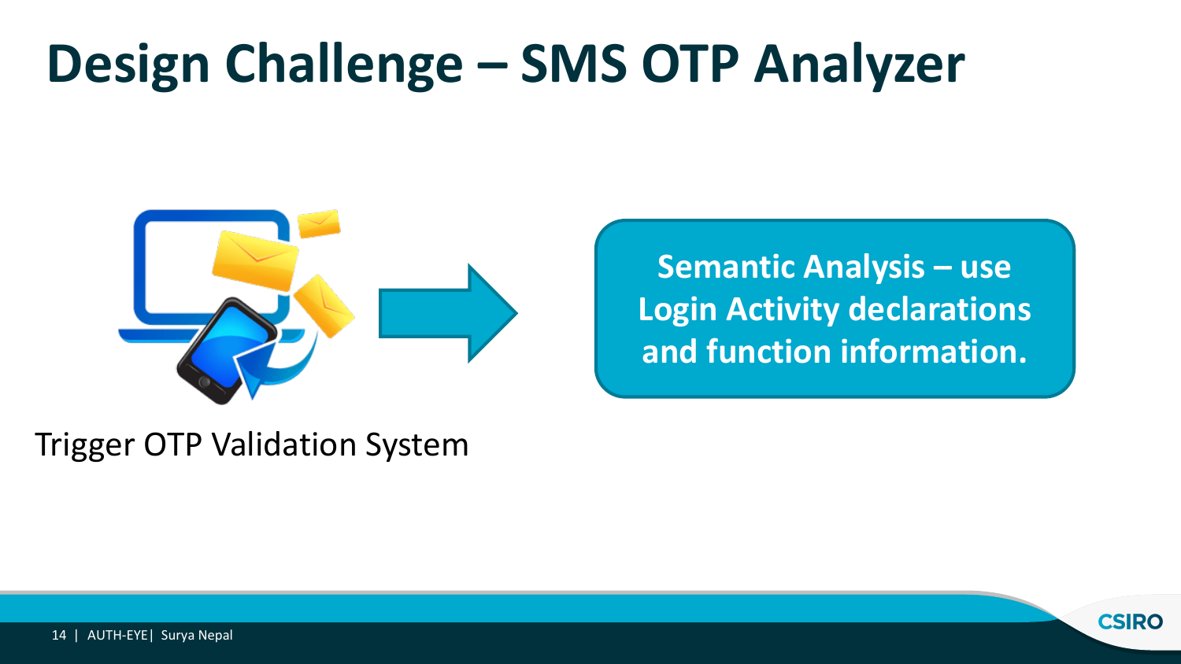# Design Challenge – SMS OTP Analyzer

Trigger OTP Validation System

**Semantic Analysis – use Login Activity declarations and function information.**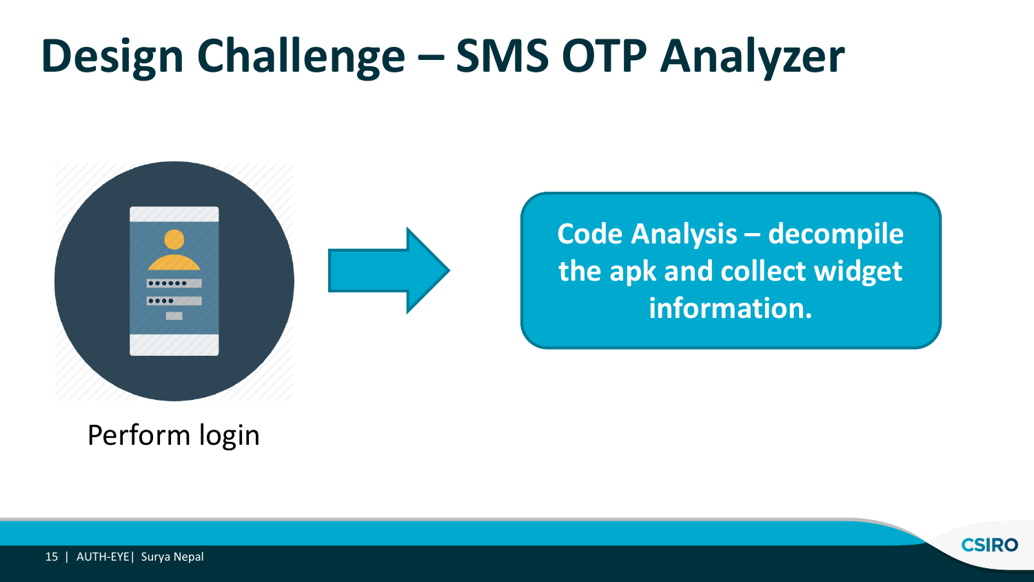# Design Challenge – SMS OTP Analyzer

Perform login

**Code Analysis – decompile the apk and collect widget information.**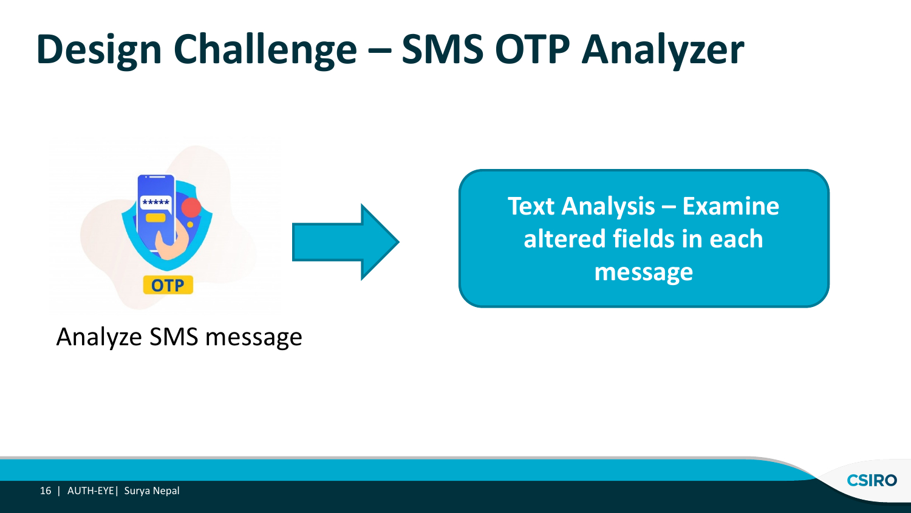# Design Challenge – SMS OTP Analyzer

Analyze SMS message

**Text Analysis – Examine altered fields in each message**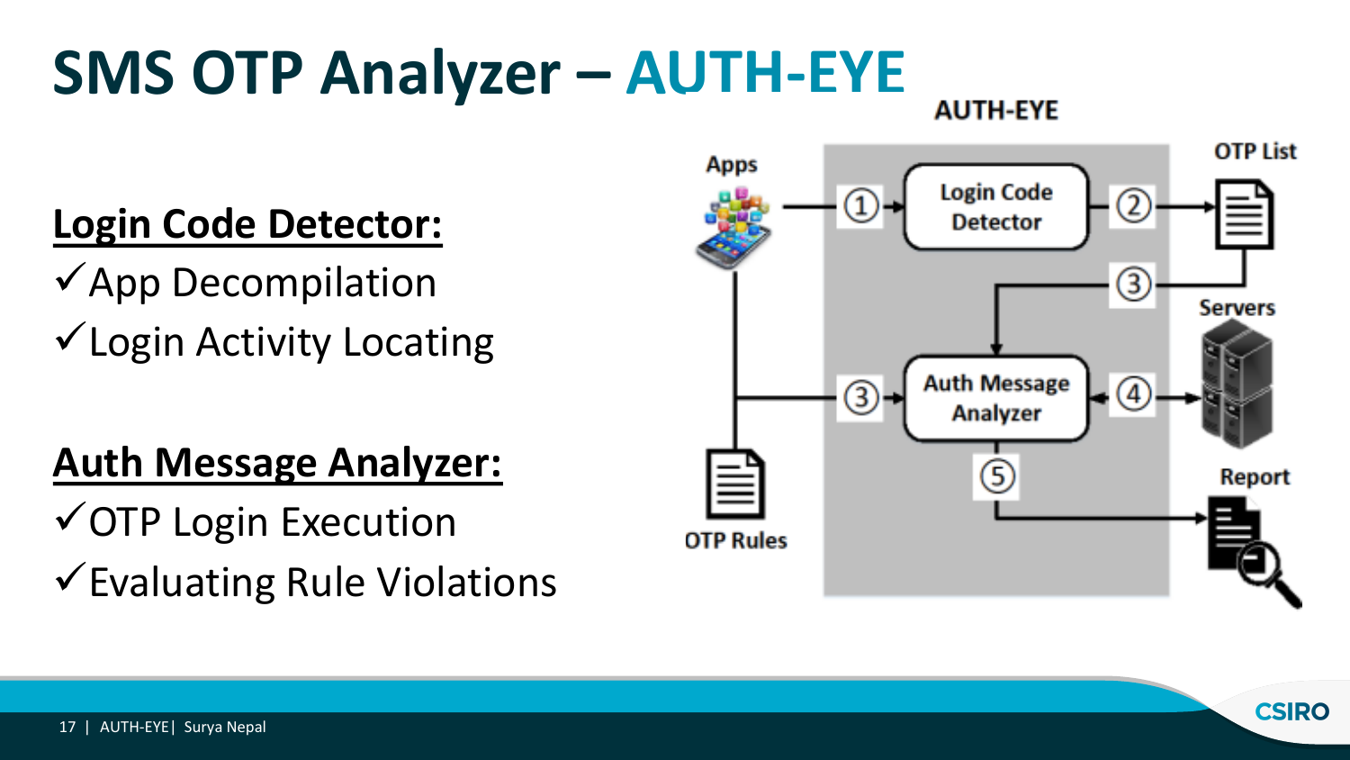# SMS OTP Analyzer – AUTH-EYE

## Login Code Detector:

- ✓ App Decompilation
- ✓ Login Activity Locating

## Auth Message Analyzer:

- ✓ OTP Login Execution
- ✓ Evaluating Rule Violations

AUTH-EYE

Apps → ① → Login Code Detector → ② → OTP List

OTP List → ③ → Auth Message Analyzer

Apps / OTP Rules → ③ → Auth Message Analyzer

Auth Message Analyzer ↔ ④ ↔ Servers

Auth Message Analyzer → ⑤ → Report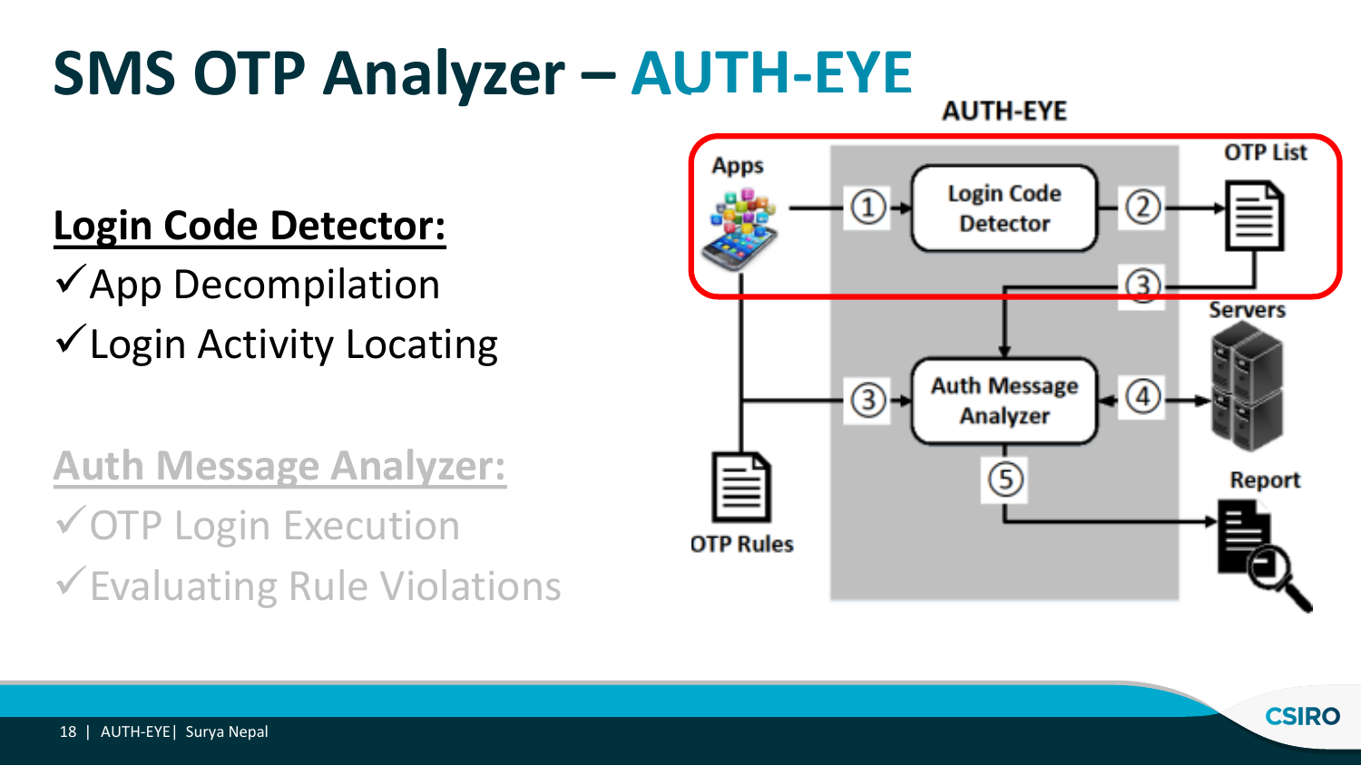# SMS OTP Analyzer – AUTH-EYE

**Login Code Detector:**

✓App Decompilation

✓Login Activity Locating

**Auth Message Analyzer:**

✓OTP Login Execution

✓Evaluating Rule Violations

AUTH-EYE

Apps → ① → Login Code Detector → ② → OTP List

③

Servers

③ → Auth Message Analyzer ← ④ → Servers

⑤

Report

OTP Rules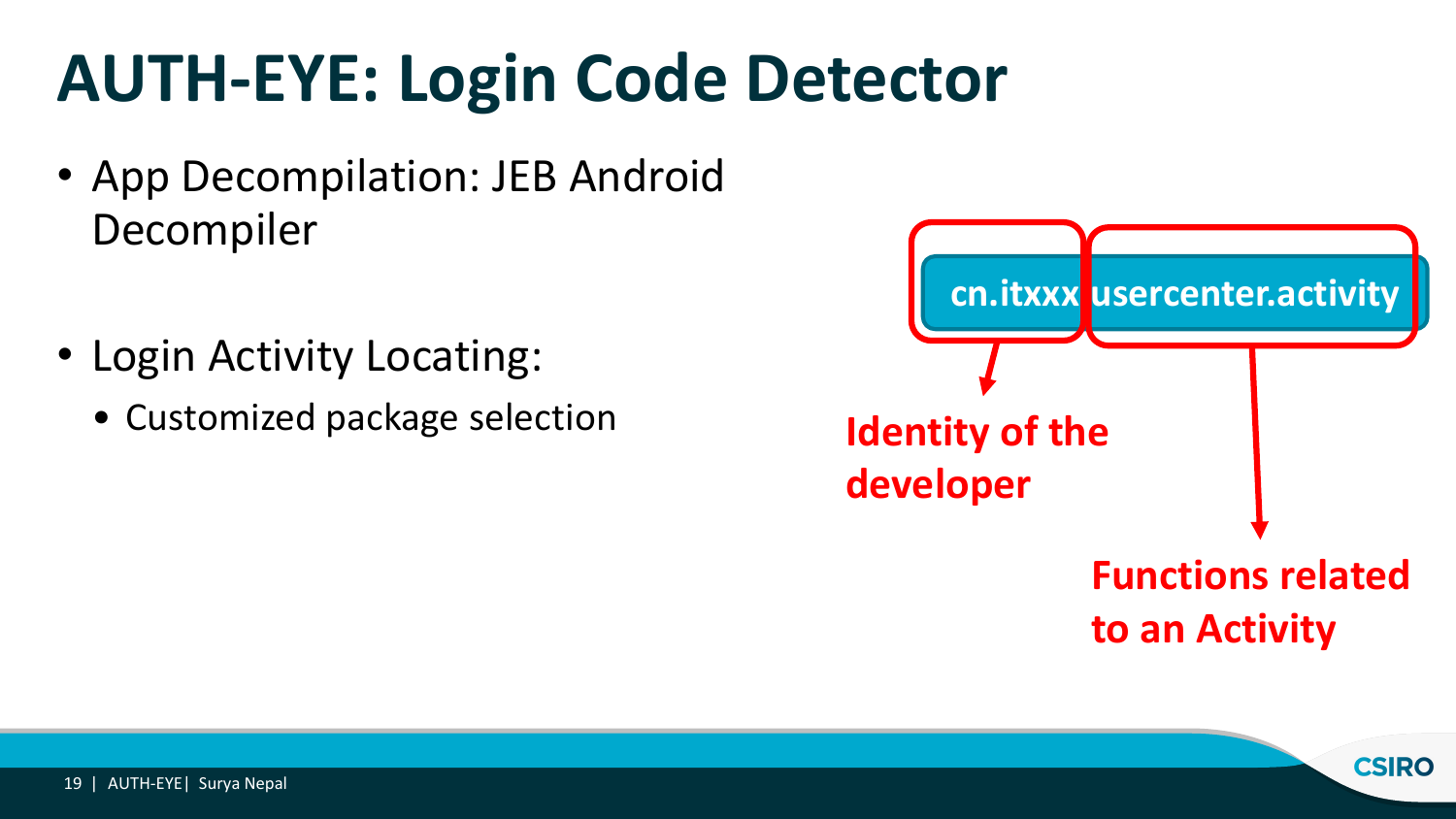# AUTH-EYE: Login Code Detector

- App Decompilation: JEB Android Decompiler

- Login Activity Locating:
  - Customized package selection

cn.itxxx usercenter.activity

**Identity of the developer**

**Functions related to an Activity**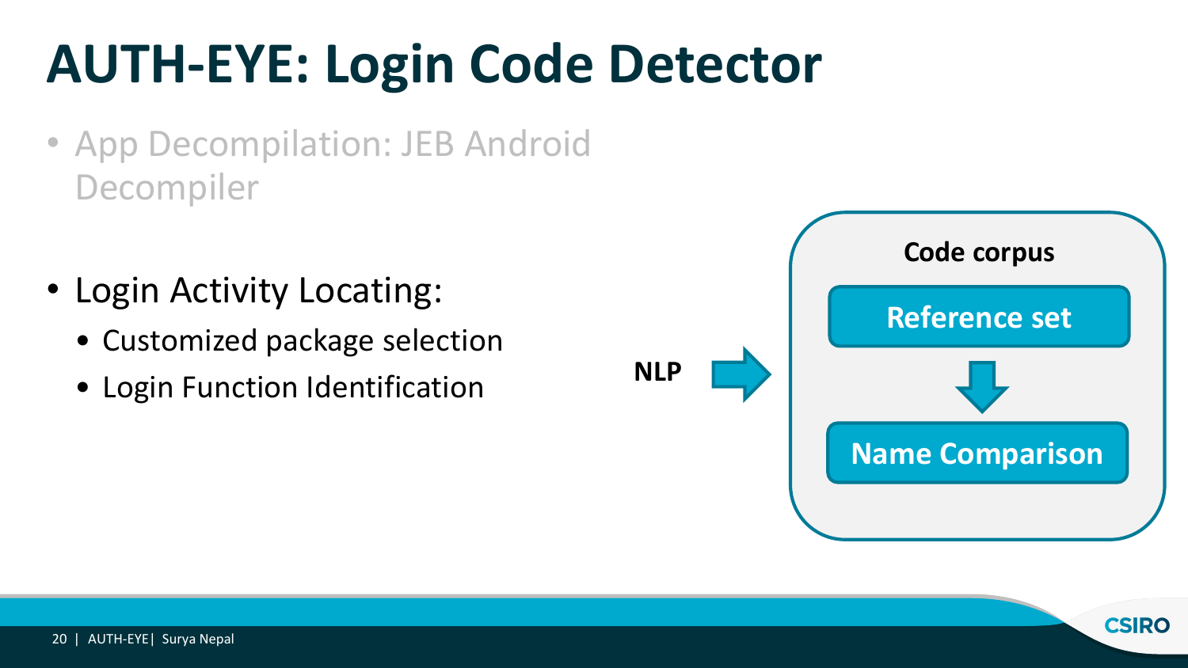# AUTH-EYE: Login Code Detector

- App Decompilation: JEB Android Decompiler

- Login Activity Locating:
  - Customized package selection
  - Login Function Identification

NLP

**Code corpus**

**Reference set**

**Name Comparison**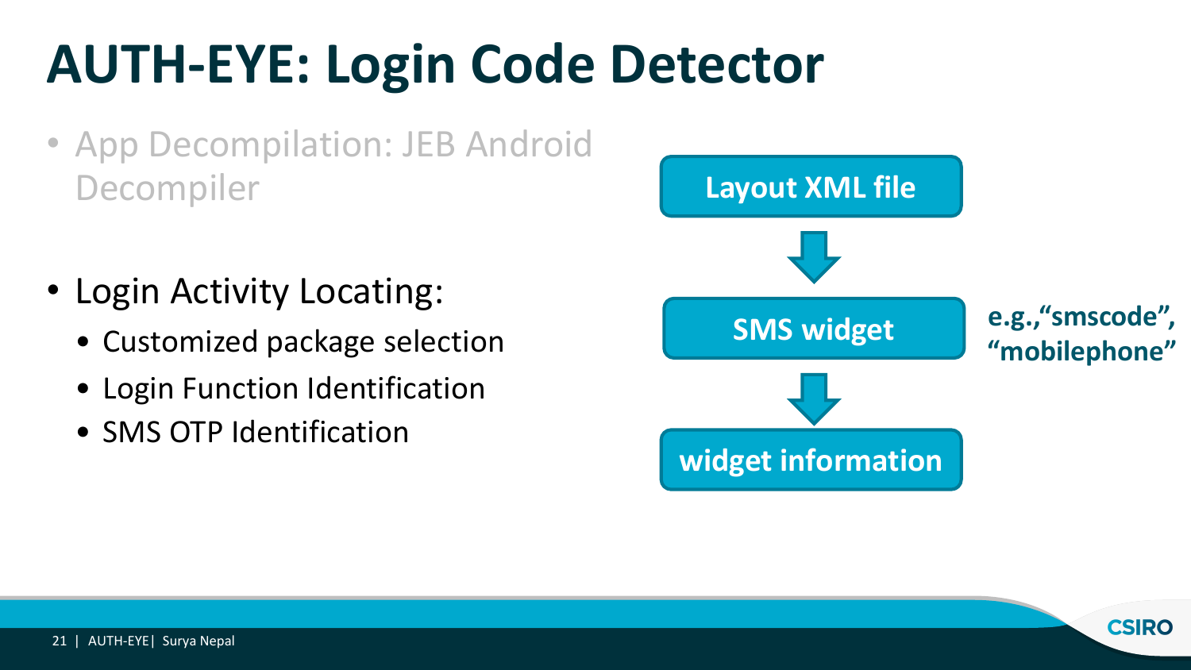# AUTH-EYE: Login Code Detector

- App Decompilation: JEB Android Decompiler
- Login Activity Locating:
  - Customized package selection
  - Login Function Identification
  - SMS OTP Identification

**Layout XML file**

↓

**SMS widget** — **e.g.,"smscode", "mobilephone"**

↓

**widget information**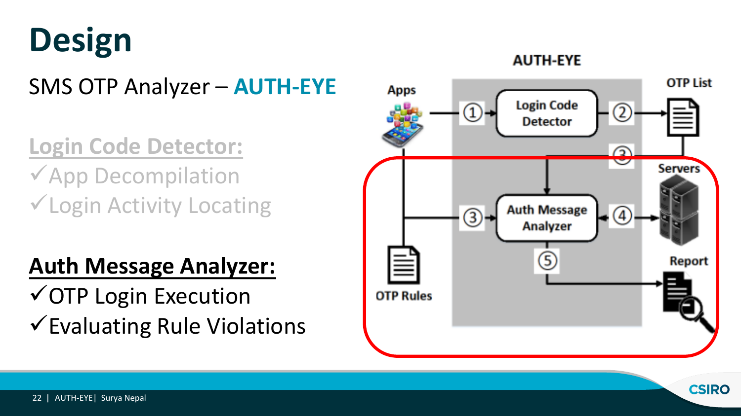# Design

SMS OTP Analyzer – **AUTH-EYE**

**Login Code Detector:**

- ✓App Decompilation
- ✓Login Activity Locating

**Auth Message Analyzer:**

- ✓OTP Login Execution
- ✓Evaluating Rule Violations

AUTH-EYE

Apps ① Login Code Detector ② OTP List

③

Servers

③ Auth Message Analyzer ④

⑤

OTP Rules

Report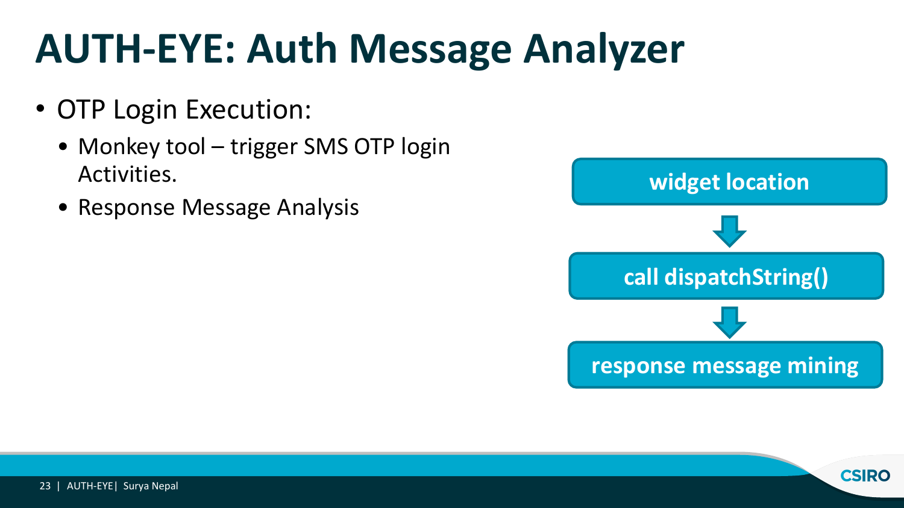# AUTH-EYE: Auth Message Analyzer

- OTP Login Execution:
  - Monkey tool – trigger SMS OTP login Activities.
  - Response Message Analysis

widget location

↓

call dispatchString()

↓

response message mining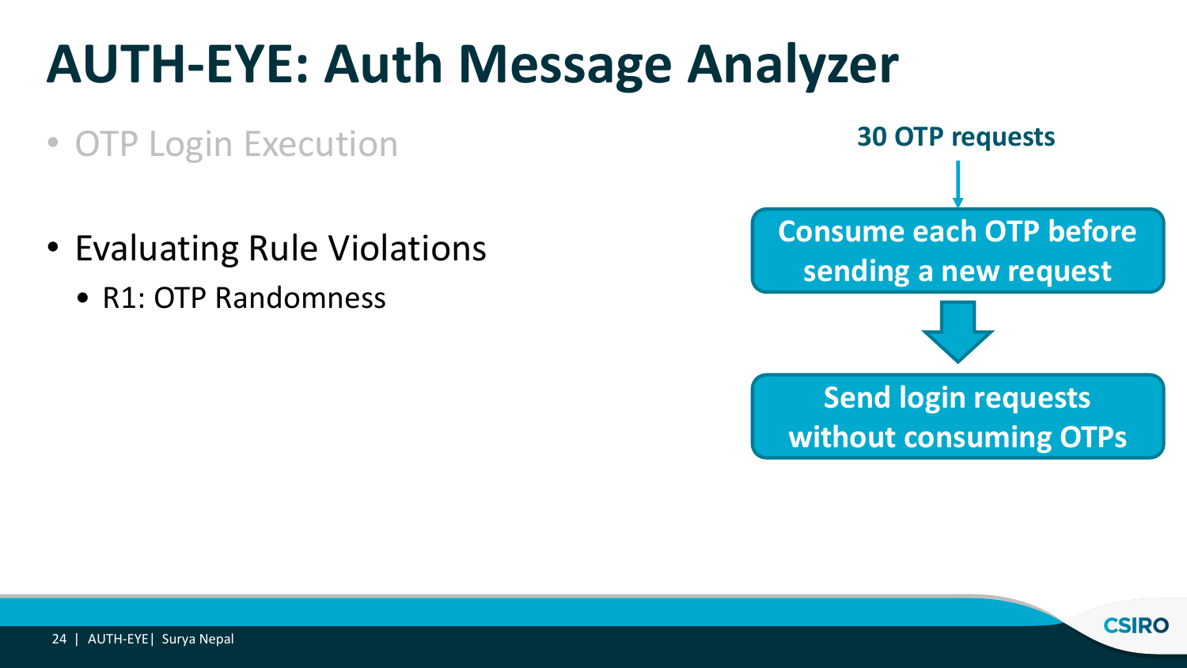# AUTH-EYE: Auth Message Analyzer

- OTP Login Execution

- Evaluating Rule Violations
  - R1: OTP Randomness

**30 OTP requests**

↓

**Consume each OTP before sending a new request**

↓

**Send login requests without consuming OTPs**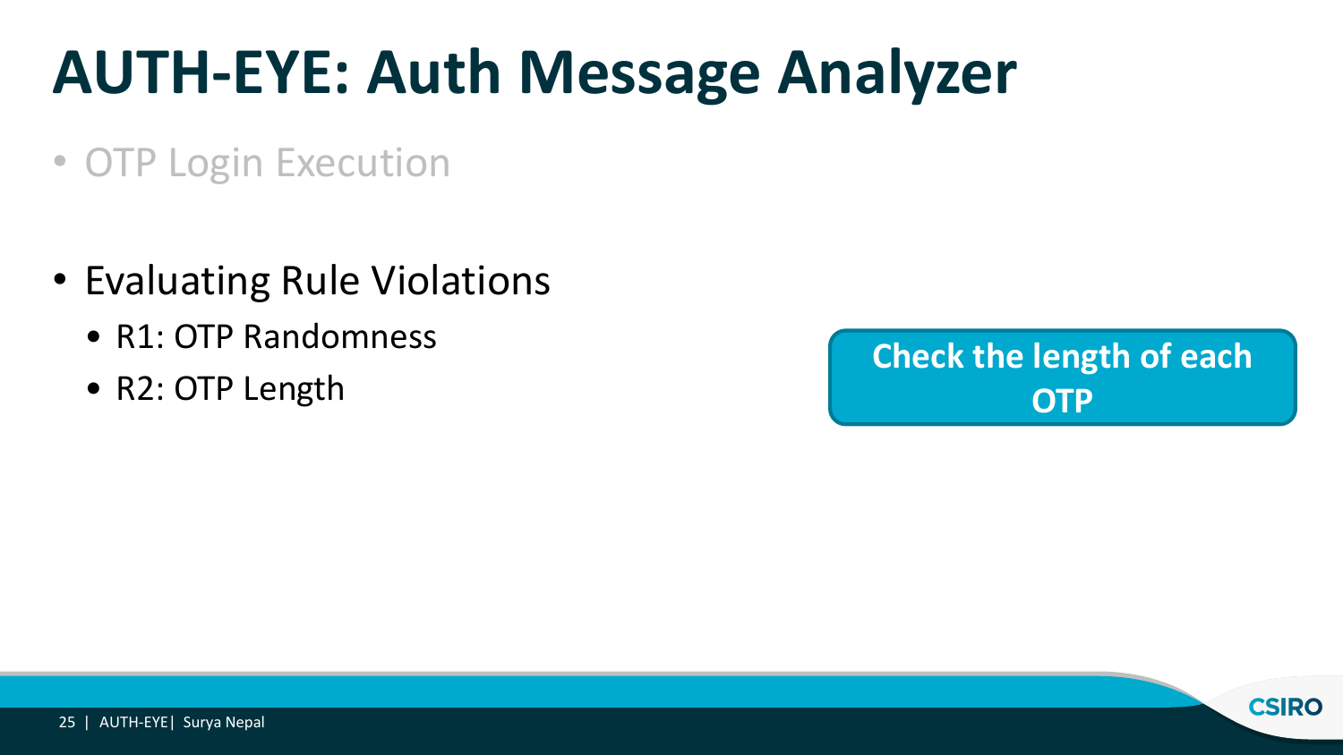# AUTH-EYE: Auth Message Analyzer

- OTP Login Execution

- Evaluating Rule Violations
  - R1: OTP Randomness
  - R2: OTP Length

**Check the length of each OTP**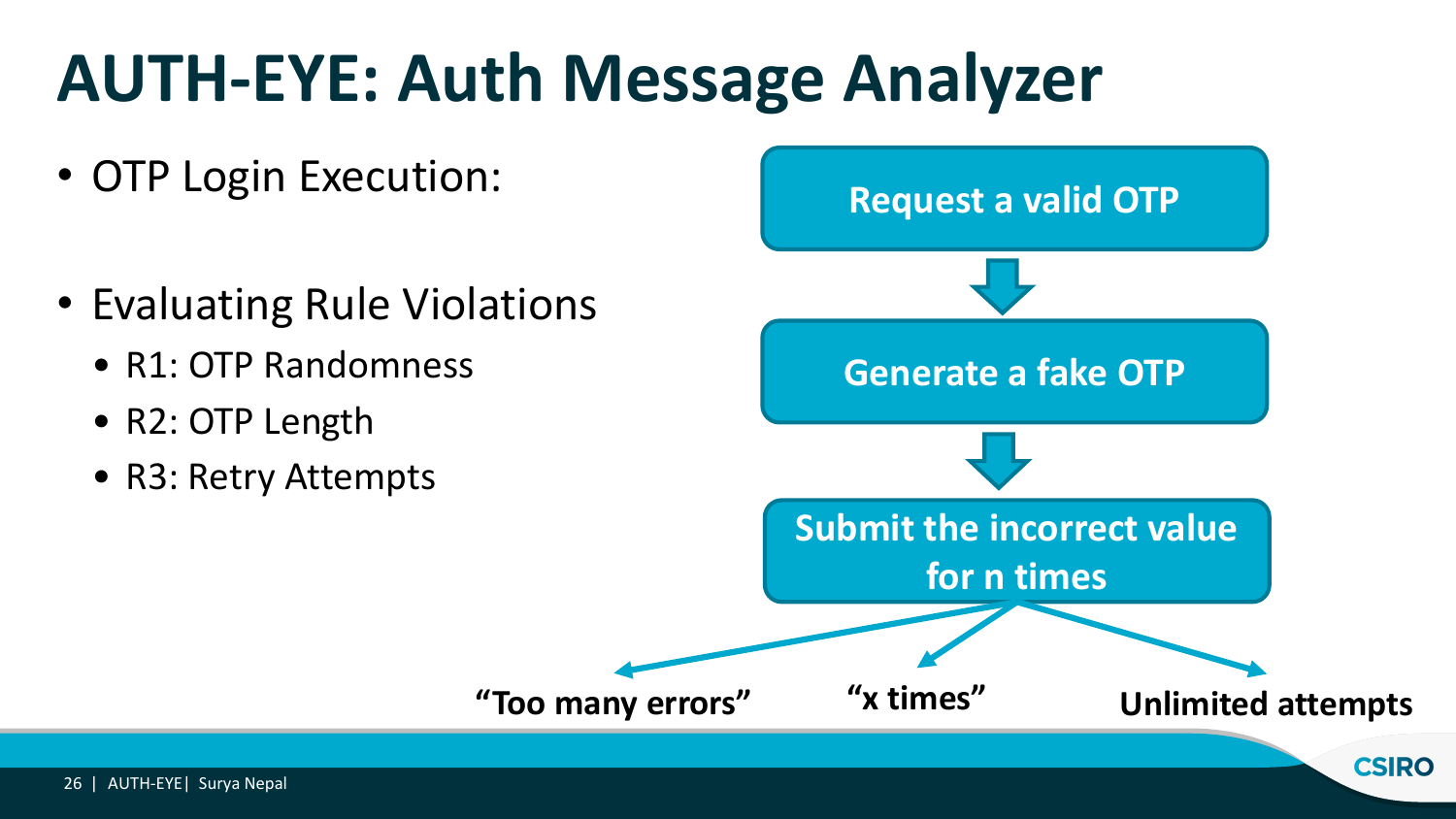# AUTH-EYE: Auth Message Analyzer

- OTP Login Execution:
- Evaluating Rule Violations
  - R1: OTP Randomness
  - R2: OTP Length
  - R3: Retry Attempts

**Request a valid OTP**

↓

**Generate a fake OTP**

↓

**Submit the incorrect value for n times**

**"Too many errors"** | **"x times"** | **Unlimited attempts**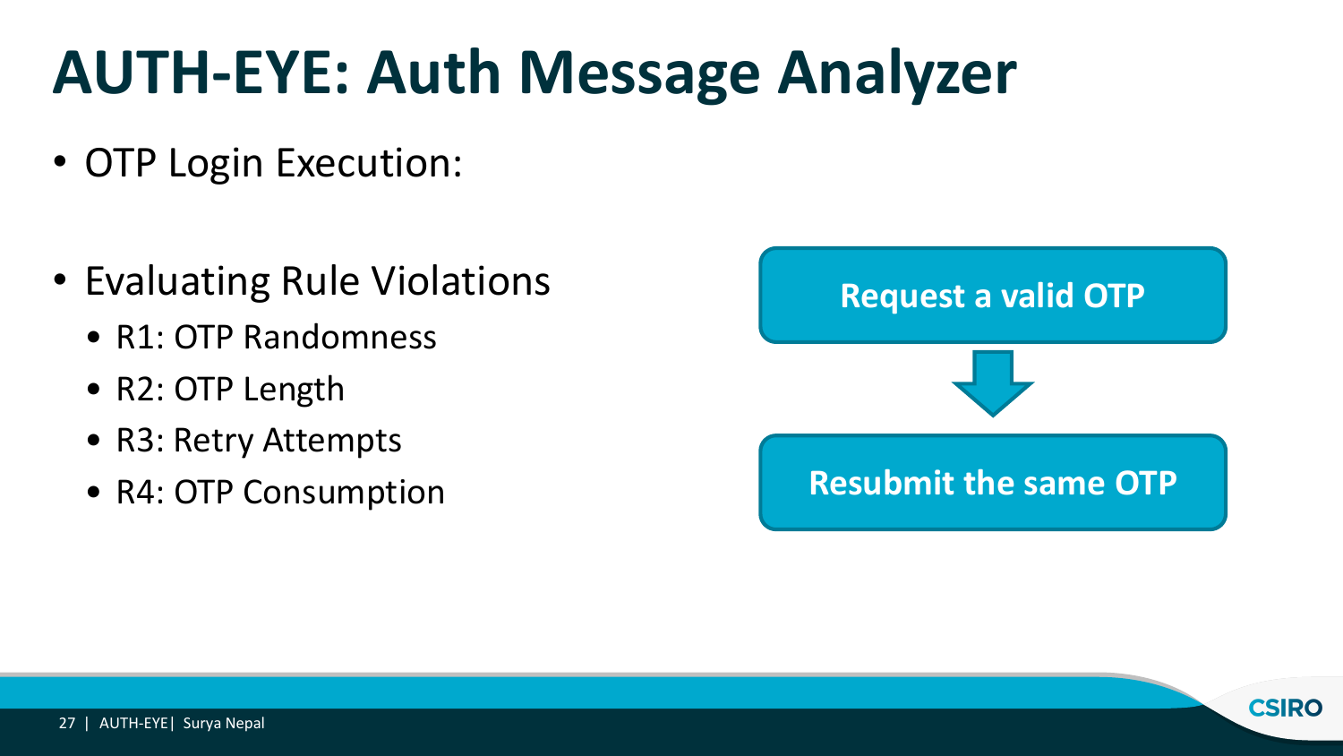# AUTH-EYE: Auth Message Analyzer

- OTP Login Execution:

- Evaluating Rule Violations
  - R1: OTP Randomness
  - R2: OTP Length
  - R3: Retry Attempts
  - R4: OTP Consumption

**Request a valid OTP**

↓

**Resubmit the same OTP**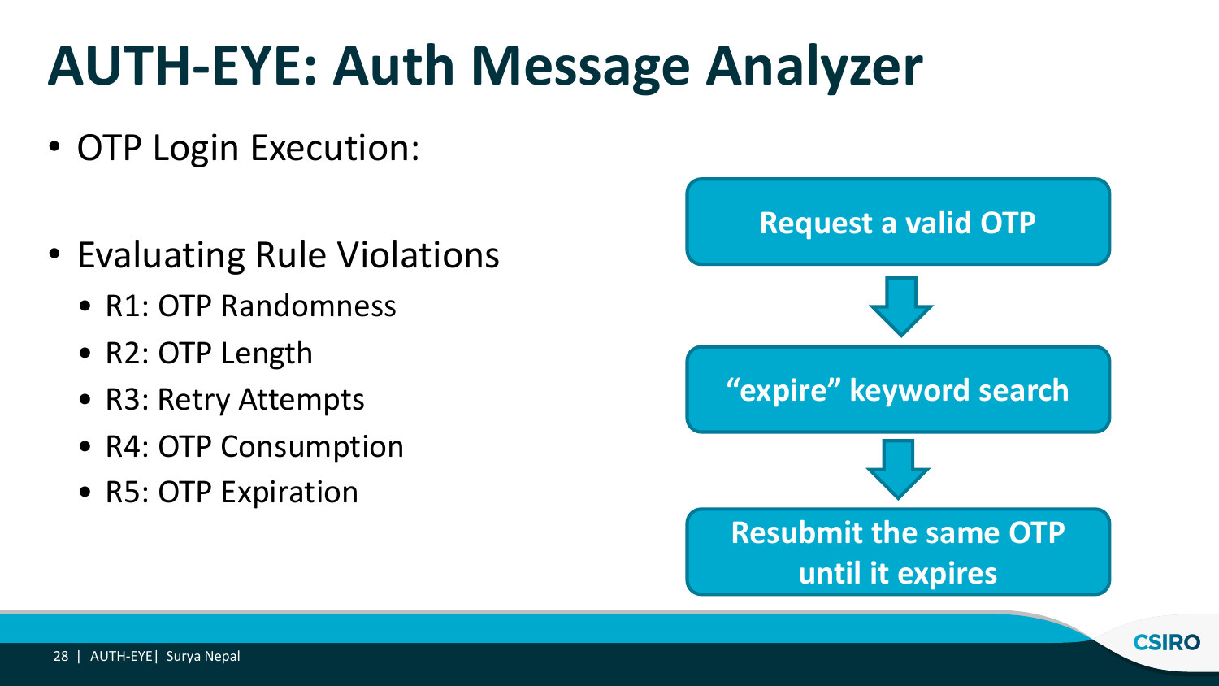# AUTH-EYE: Auth Message Analyzer

- OTP Login Execution:
- Evaluating Rule Violations
  - R1: OTP Randomness
  - R2: OTP Length
  - R3: Retry Attempts
  - R4: OTP Consumption
  - R5: OTP Expiration

**Request a valid OTP**

↓

**“expire” keyword search**

↓

**Resubmit the same OTP until it expires**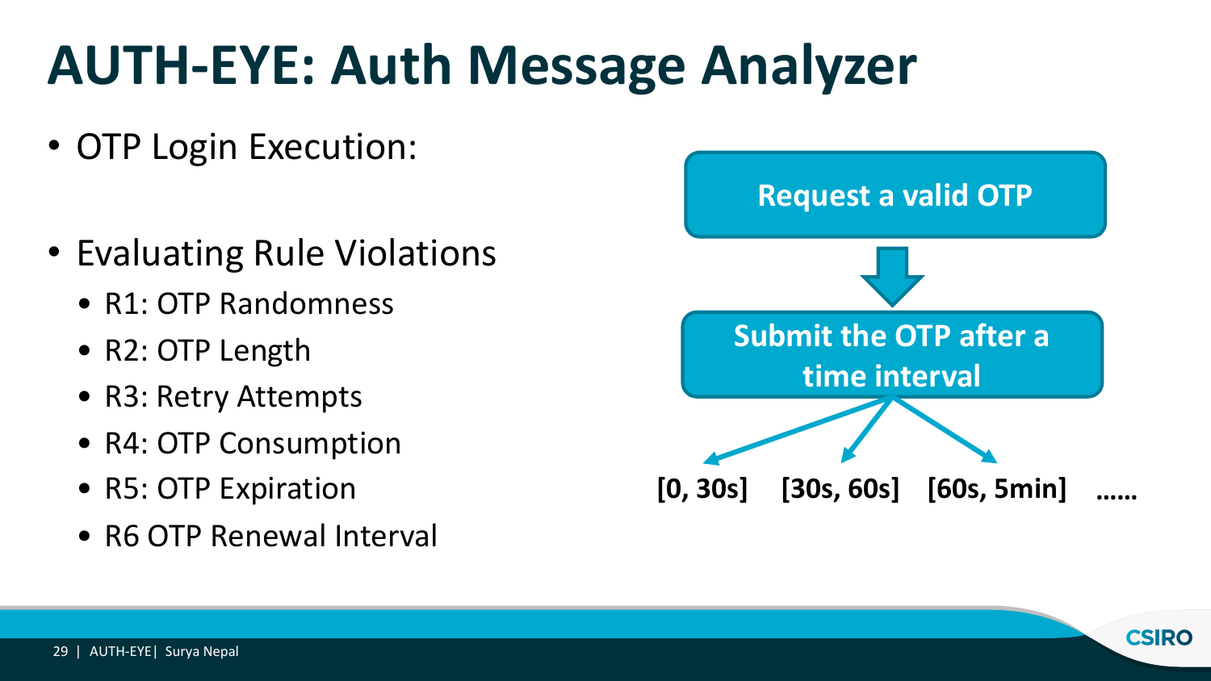# AUTH-EYE: Auth Message Analyzer

- OTP Login Execution:
- Evaluating Rule Violations
  - R1: OTP Randomness
  - R2: OTP Length
  - R3: Retry Attempts
  - R4: OTP Consumption
  - R5: OTP Expiration
  - R6 OTP Renewal Interval

**Request a valid OTP**

**Submit the OTP after a time interval**

**[0, 30s]** **[30s, 60s]** **[60s, 5min]** **……**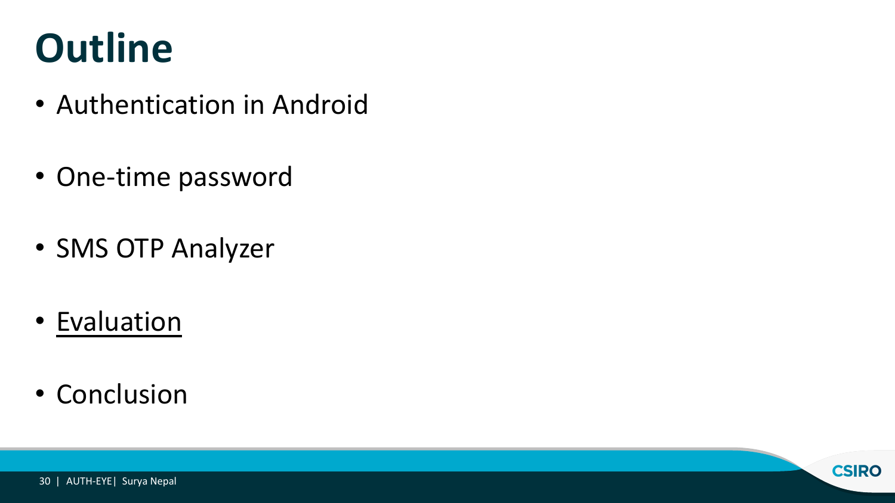# Outline

- Authentication in Android
- One-time password
- SMS OTP Analyzer
- <u>Evaluation</u>
- Conclusion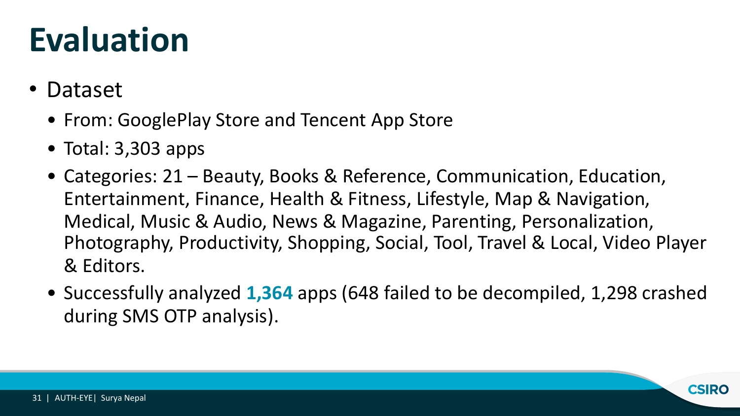# Evaluation

- Dataset
  - From: GooglePlay Store and Tencent App Store
  - Total: 3,303 apps
  - Categories: 21 – Beauty, Books & Reference, Communication, Education, Entertainment, Finance, Health & Fitness, Lifestyle, Map & Navigation, Medical, Music & Audio, News & Magazine, Parenting, Personalization, Photography, Productivity, Shopping, Social, Tool, Travel & Local, Video Player & Editors.
  - Successfully analyzed **1,364** apps (648 failed to be decompiled, 1,298 crashed during SMS OTP analysis).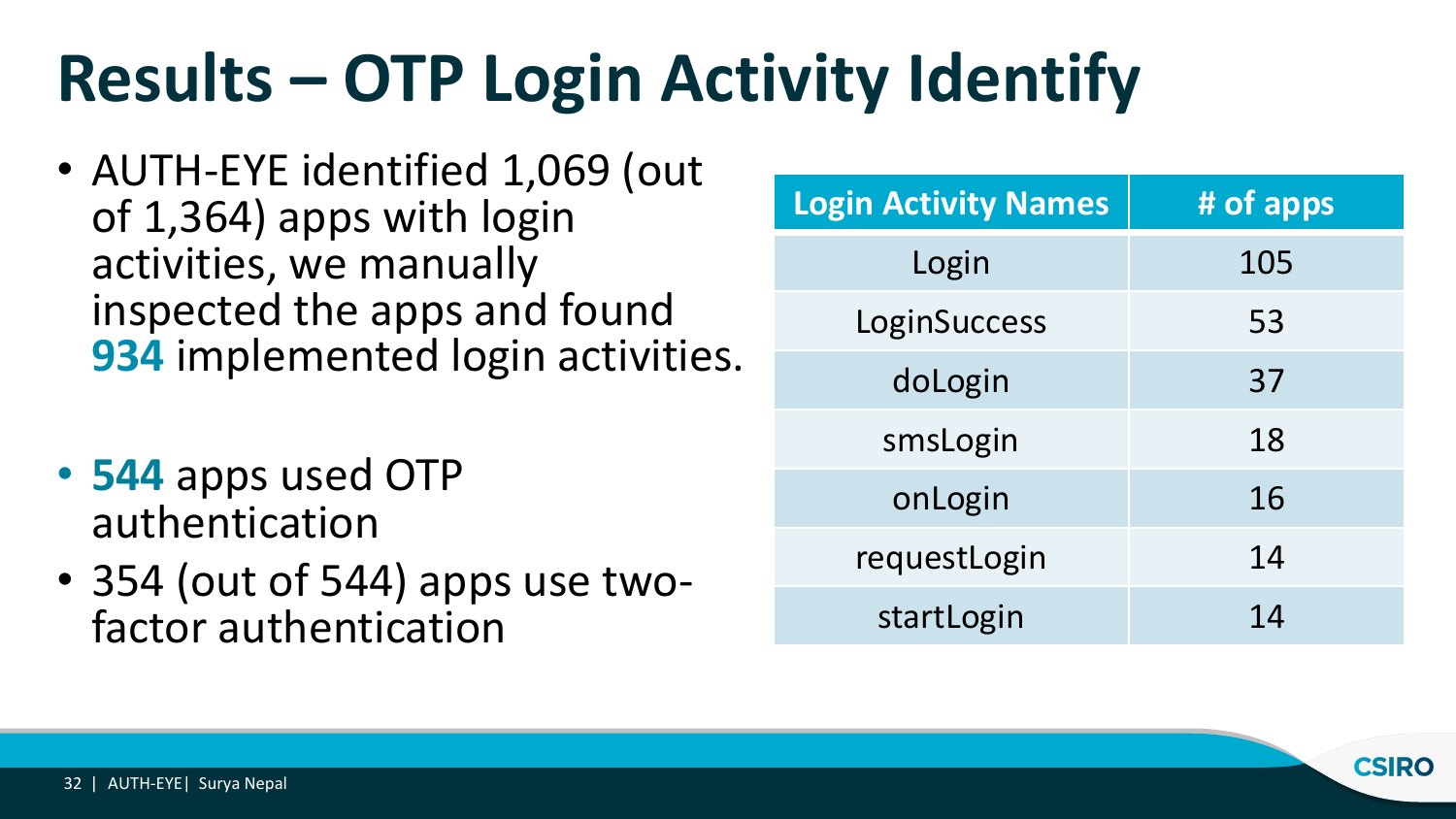# Results – OTP Login Activity Identify

- AUTH-EYE identified 1,069 (out of 1,364) apps with login activities, we manually inspected the apps and found **934** implemented login activities.
- **544** apps used OTP authentication
- 354 (out of 544) apps use two-factor authentication

| Login Activity Names | # of apps |
|---|---|
| Login | 105 |
| LoginSuccess | 53 |
| doLogin | 37 |
| smsLogin | 18 |
| onLogin | 16 |
| requestLogin | 14 |
| startLogin | 14 |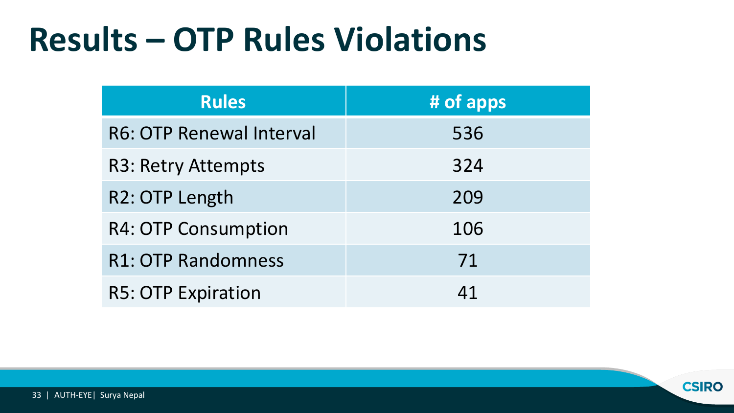# Results – OTP Rules Violations

| Rules | # of apps |
| --- | --- |
| R6: OTP Renewal Interval | 536 |
| R3: Retry Attempts | 324 |
| R2: OTP Length | 209 |
| R4: OTP Consumption | 106 |
| R1: OTP Randomness | 71 |
| R5: OTP Expiration | 41 |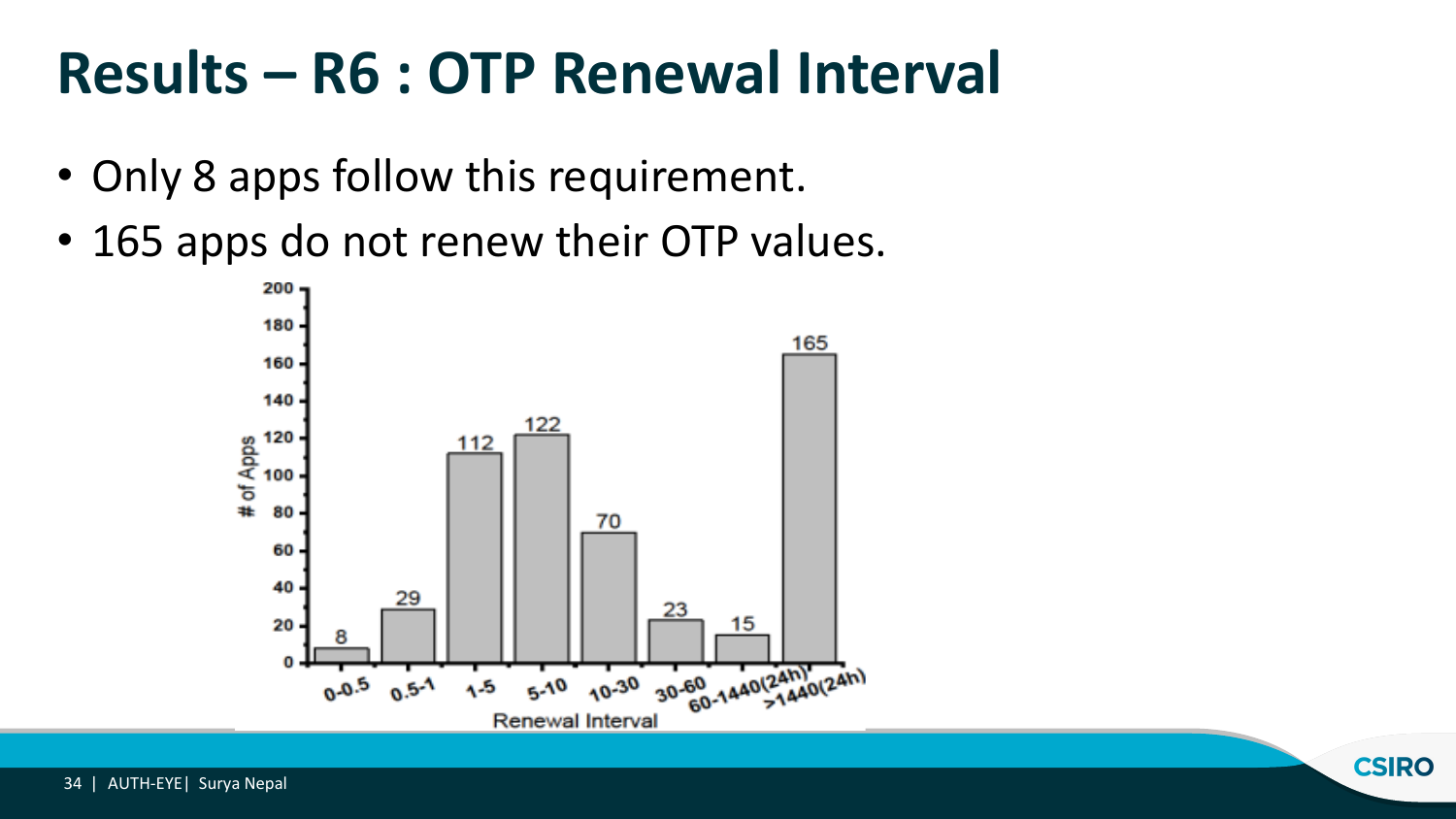# Results – R6 : OTP Renewal Interval

- Only 8 apps follow this requirement.
- 165 apps do not renew their OTP values.

| Renewal Interval | # of Apps |
| --- | --- |
| 0-0.5 | 8 |
| 0.5-1 | 29 |
| 1-5 | 112 |
| 5-10 | 122 |
| 10-30 | 70 |
| 30-60 | 23 |
| 60-1440(24h) | 15 |
| >1440(24h) | 165 |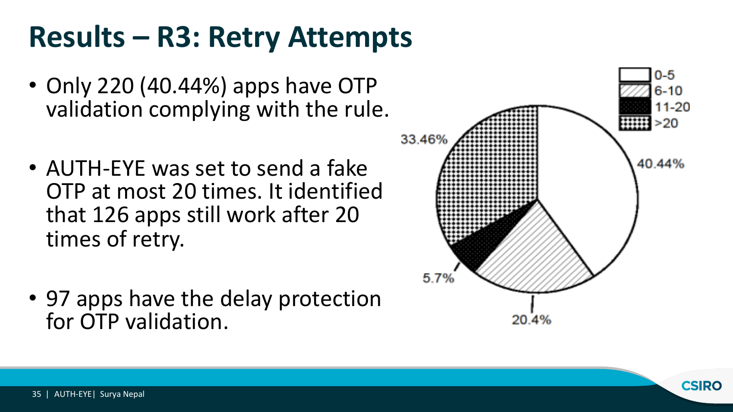# Results – R3: Retry Attempts

- Only 220 (40.44%) apps have OTP validation complying with the rule.
- AUTH-EYE was set to send a fake OTP at most 20 times. It identified that 126 apps still work after 20 times of retry.
- 97 apps have the delay protection for OTP validation.

| Retry attempts | Percentage |
| --- | --- |
| 0-5 | 40.44% |
| 6-10 | 20.4% |
| 11-20 | 5.7% |
| >20 | 33.46% |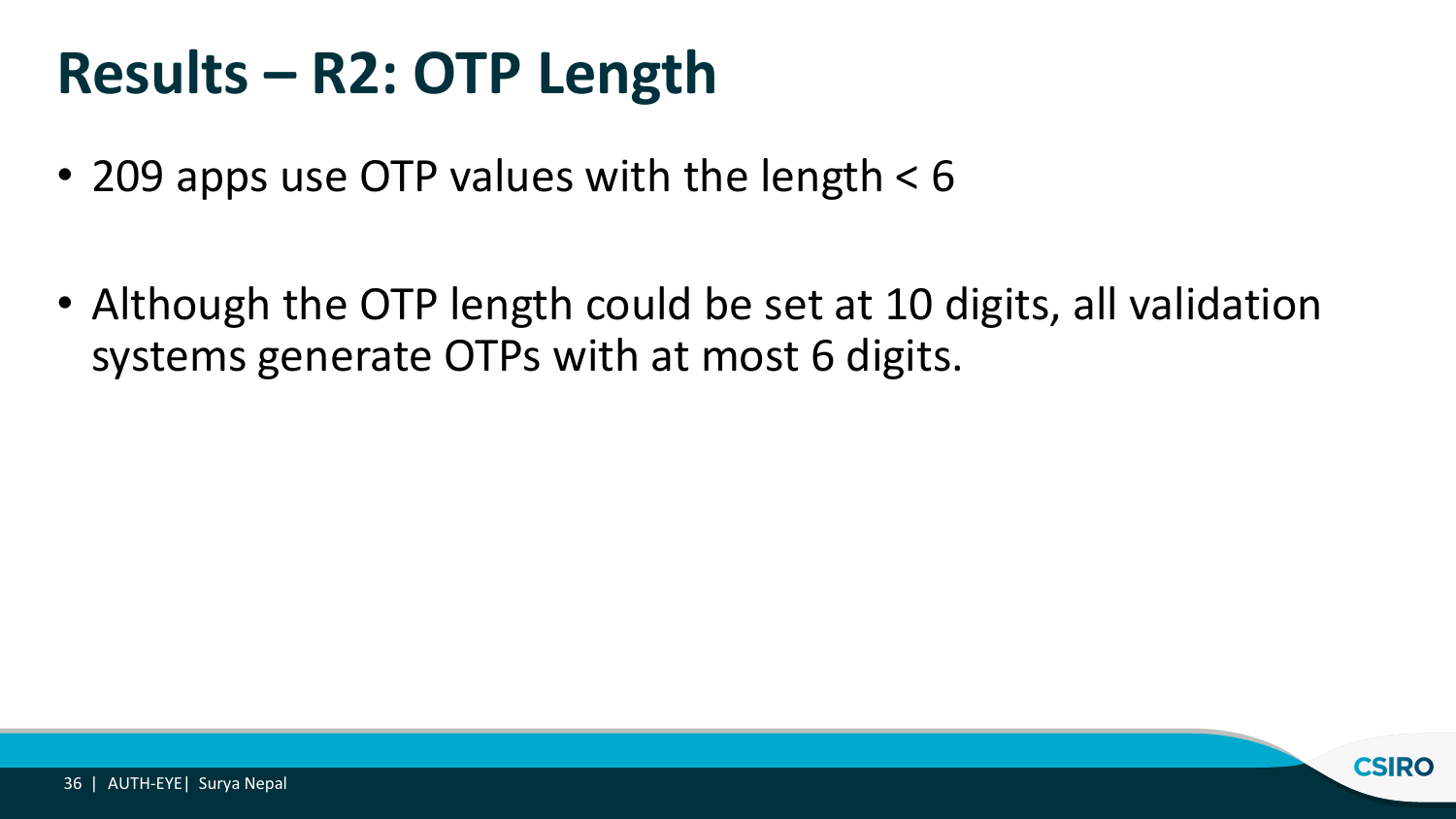# Results – R2: OTP Length

- 209 apps use OTP values with the length < 6
- Although the OTP length could be set at 10 digits, all validation systems generate OTPs with at most 6 digits.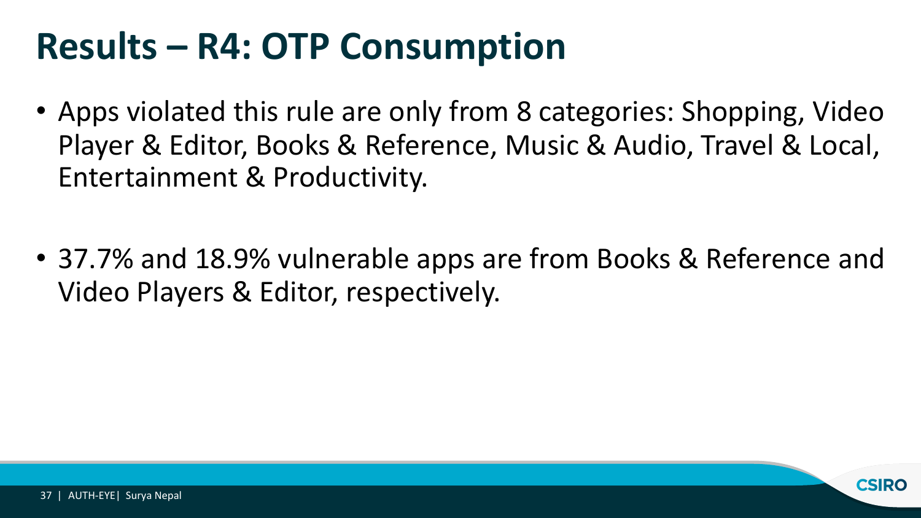# Results – R4: OTP Consumption

- Apps violated this rule are only from 8 categories: Shopping, Video Player & Editor, Books & Reference, Music & Audio, Travel & Local, Entertainment & Productivity.

- 37.7% and 18.9% vulnerable apps are from Books & Reference and Video Players & Editor, respectively.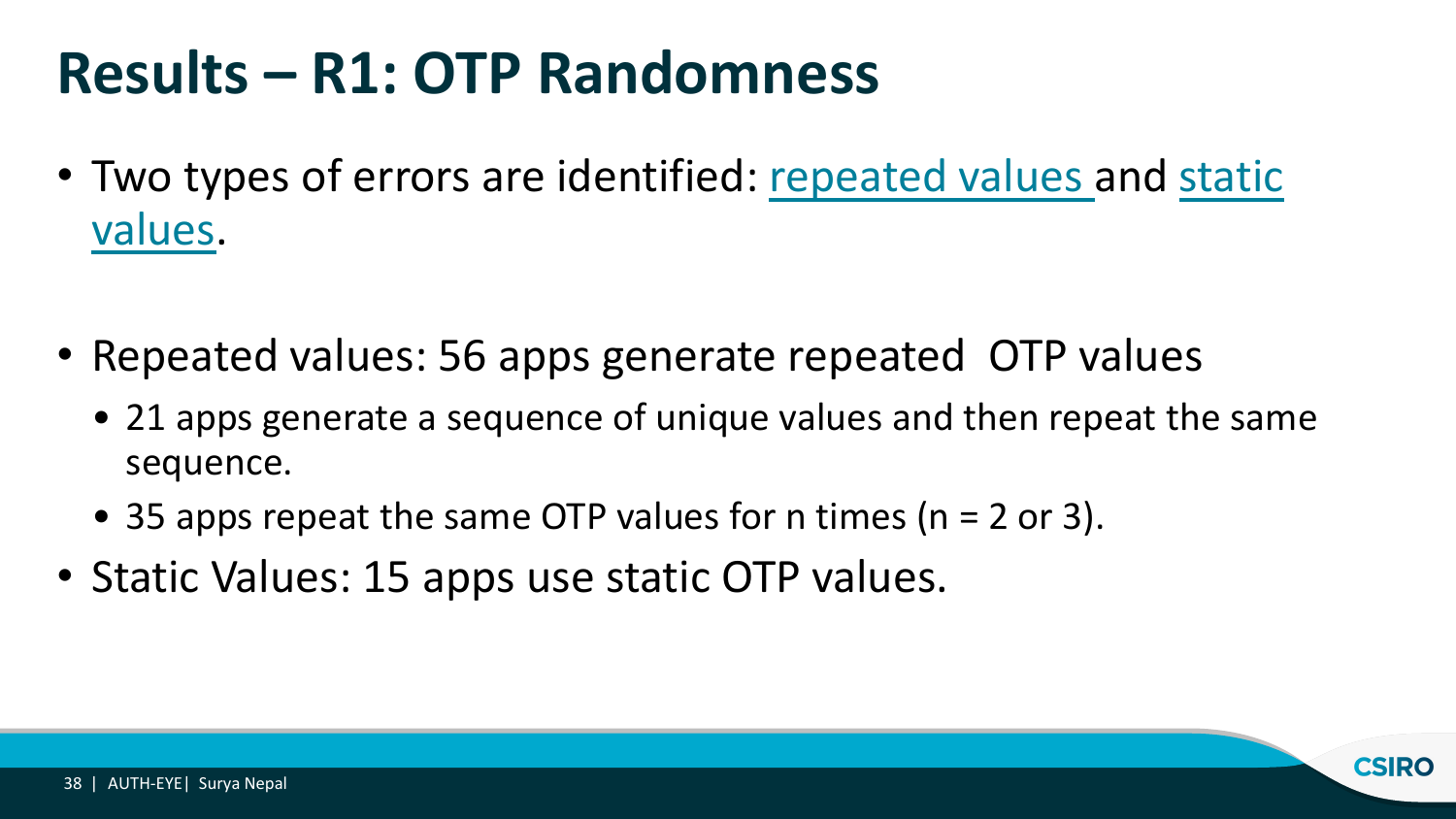# Results – R1: OTP Randomness

- Two types of errors are identified: repeated values and static values.

- Repeated values: 56 apps generate repeated OTP values
  - 21 apps generate a sequence of unique values and then repeat the same sequence.
  - 35 apps repeat the same OTP values for n times (n = 2 or 3).
- Static Values: 15 apps use static OTP values.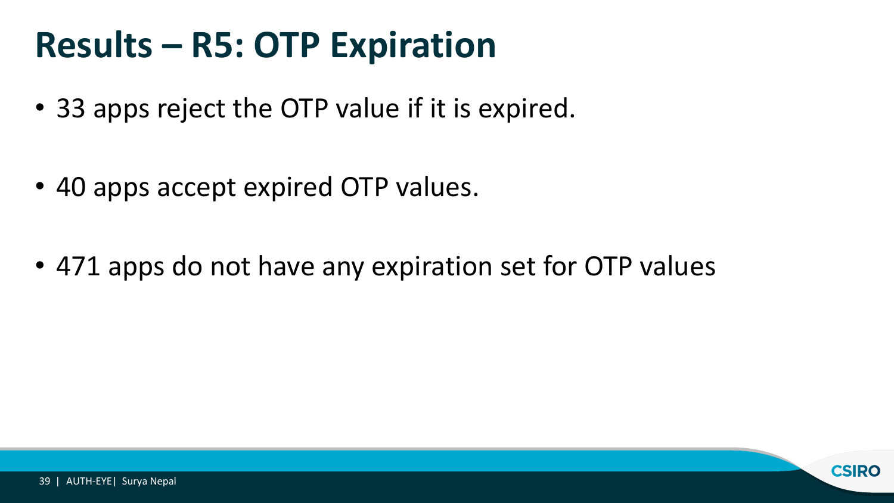# Results – R5: OTP Expiration

- 33 apps reject the OTP value if it is expired.
- 40 apps accept expired OTP values.
- 471 apps do not have any expiration set for OTP values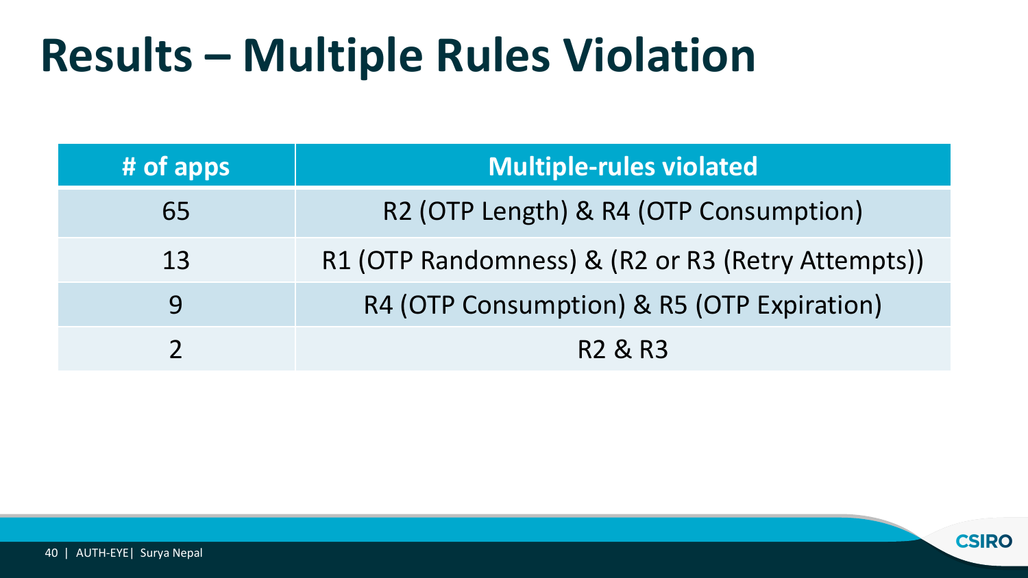# Results – Multiple Rules Violation

| # of apps | Multiple-rules violated |
| --- | --- |
| 65 | R2 (OTP Length) & R4 (OTP Consumption) |
| 13 | R1 (OTP Randomness) & (R2 or R3 (Retry Attempts)) |
| 9 | R4 (OTP Consumption) & R5 (OTP Expiration) |
| 2 | R2 & R3 |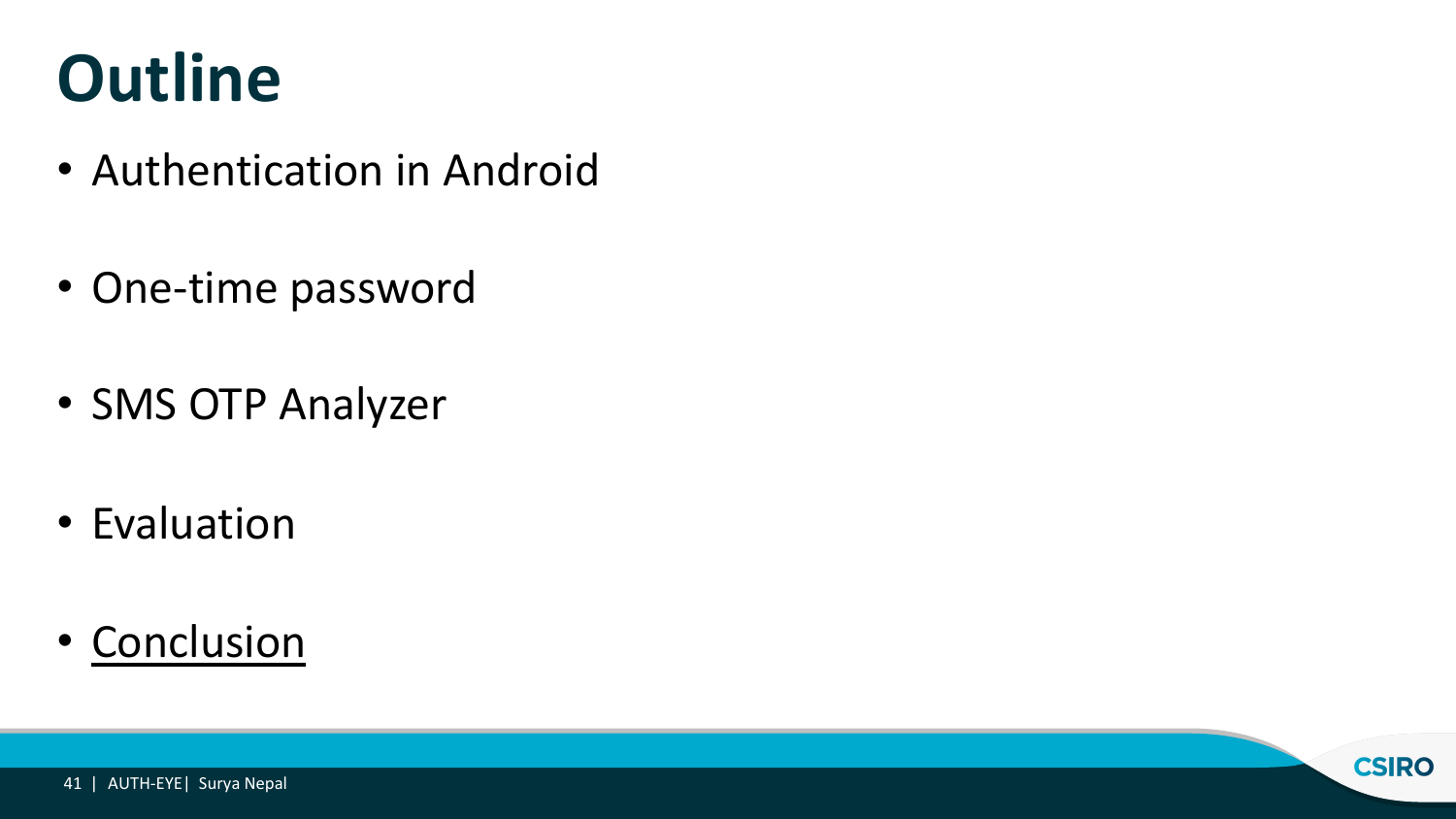# Outline

- Authentication in Android
- One-time password
- SMS OTP Analyzer
- Evaluation
- <u>Conclusion</u>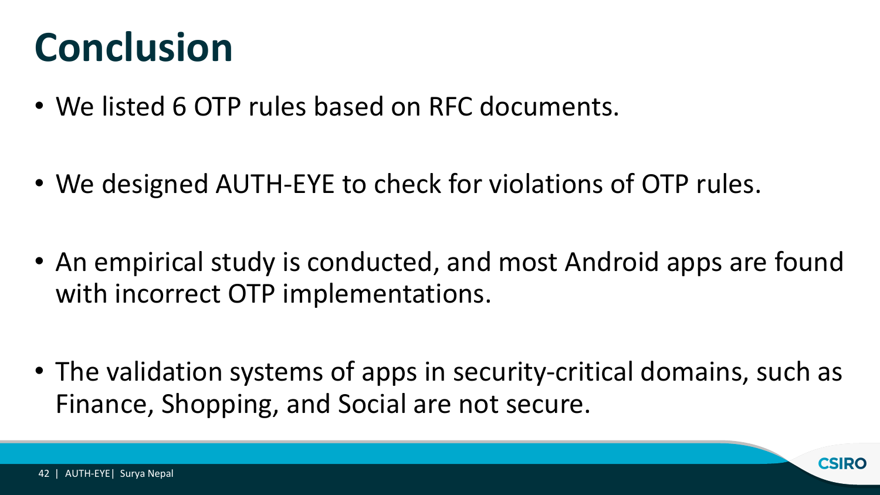# Conclusion

- We listed 6 OTP rules based on RFC documents.
- We designed AUTH-EYE to check for violations of OTP rules.
- An empirical study is conducted, and most Android apps are found with incorrect OTP implementations.
- The validation systems of apps in security-critical domains, such as Finance, Shopping, and Social are not secure.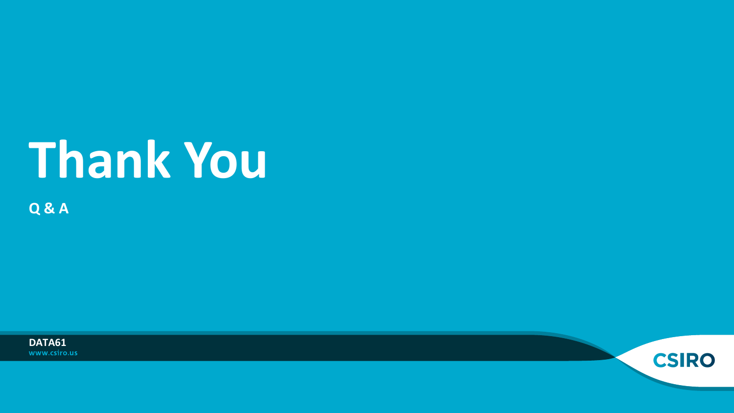# Thank You

**Q & A**

**DATA61**
www.csiro.us

CSIRO